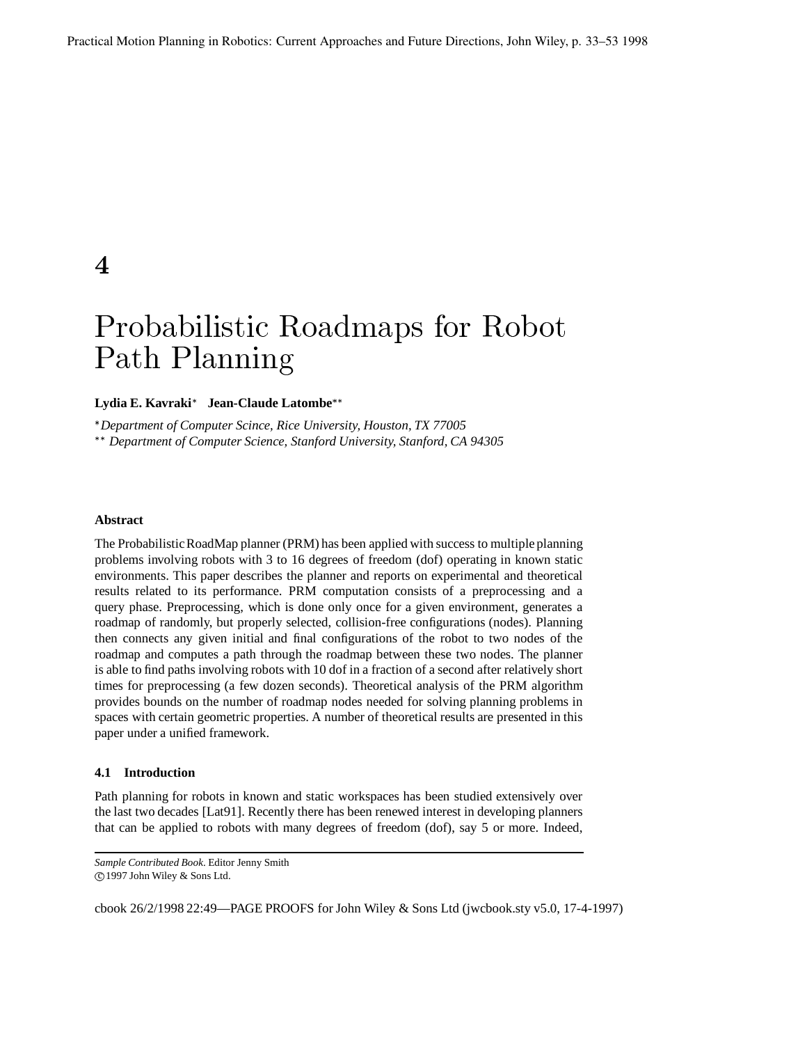Practical Motion Planning in Robotics: Current Approaches and Future Directions, John Wiley, p. 33–53 1998

# 4

# Probabilistic Roadmaps for Robot Path Planning

**Lydia E. Kavraki*** **Jean-Claude Latombe****

*\*Department of Computer Scince, Rice University, Houston, TX 77005*

*\*\* Department of Computer Science, Stanford University, Stanford, CA 94305*

### Abstract

The Probabilistic RoadMap planner (PRM) has been applied with success to multiple planning problems involving robots with 3 to 16 degrees of freedom (dof) operating in known static environments. This paper describes the planner and reports on experimental and theoretical results related to its performance. PRM computation consists of a preprocessing and a query phase. Preprocessing, which is done only once for a given environment, generates a roadmap of randomly, but properly selected, collision-free configurations (nodes). Planning then connects any given initial and final configurations of the robot to two nodes of the roadmap and computes a path through the roadmap between these two nodes. The planner is able to find paths involving robots with 10 dof in a fraction of a second after relatively short times for preprocessing (a few dozen seconds). Theoretical analysis of the PRM algorithm provides bounds on the number of roadmap nodes needed for solving planning problems in spaces with certain geometric properties. A number of theoretical results are presented in this paper under a unified framework.

## 4.1 Introduction

Path planning for robots in known and static workspaces has been studied extensively over the last two decades [Lat91]. Recently there has been renewed interest in developing planners that can be applied to robots with many degrees of freedom (dof), say 5 or more. Indeed,

*Sample Contributed Book*. Editor Jenny Smith
© 1997 John Wiley & Sons Ltd.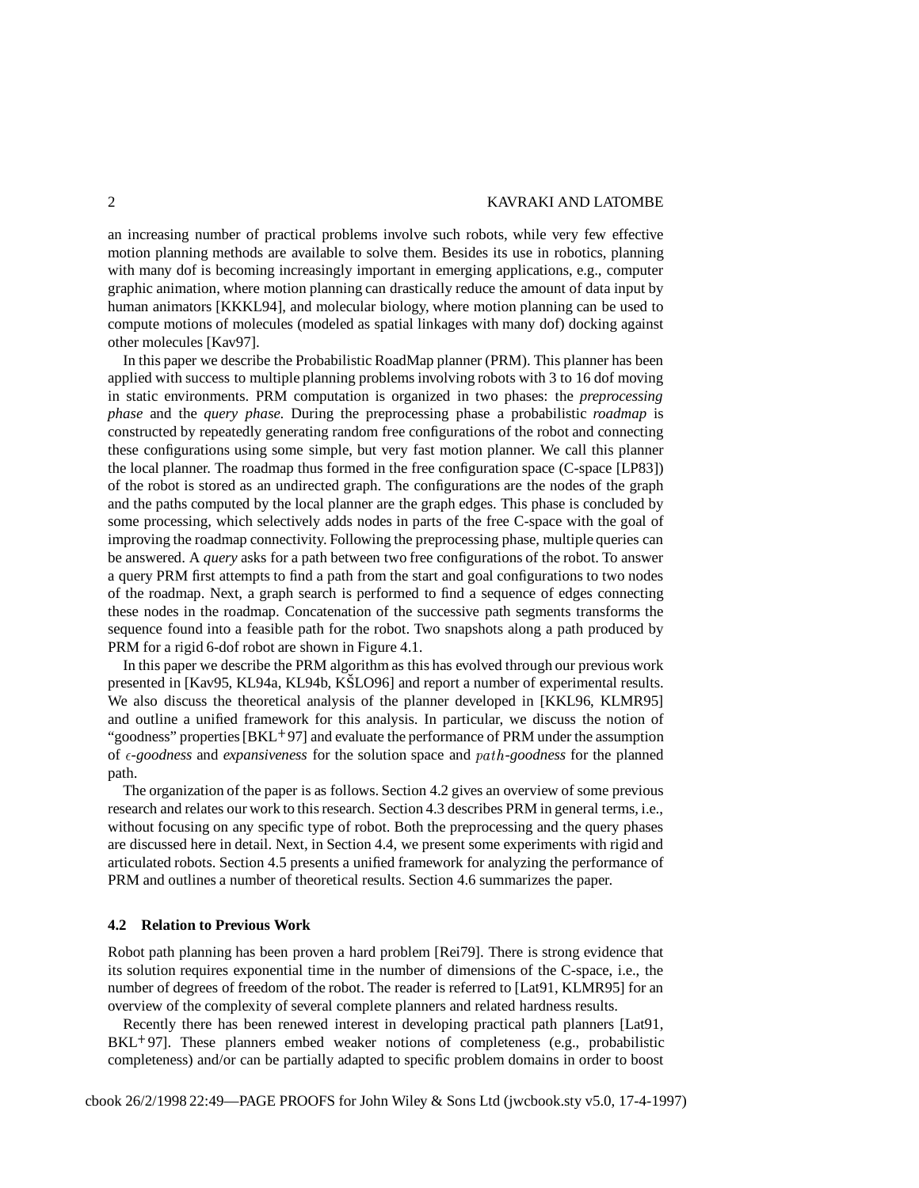an increasing number of practical problems involve such robots, while very few effective motion planning methods are available to solve them. Besides its use in robotics, planning with many dof is becoming increasingly important in emerging applications, e.g., computer graphic animation, where motion planning can drastically reduce the amount of data input by human animators [KKKL94], and molecular biology, where motion planning can be used to compute motions of molecules (modeled as spatial linkages with many dof) docking against other molecules [Kav97].

In this paper we describe the Probabilistic RoadMap planner (PRM). This planner has been applied with success to multiple planning problems involving robots with 3 to 16 dof moving in static environments. PRM computation is organized in two phases: the *preprocessing phase* and the *query phase*. During the preprocessing phase a probabilistic *roadmap* is constructed by repeatedly generating random free configurations of the robot and connecting these configurations using some simple, but very fast motion planner. We call this planner the local planner. The roadmap thus formed in the free configuration space (C-space [LP83]) of the robot is stored as an undirected graph. The configurations are the nodes of the graph and the paths computed by the local planner are the graph edges. This phase is concluded by some processing, which selectively adds nodes in parts of the free C-space with the goal of improving the roadmap connectivity. Following the preprocessing phase, multiple queries can be answered. A *query* asks for a path between two free configurations of the robot. To answer a query PRM first attempts to find a path from the start and goal configurations to two nodes of the roadmap. Next, a graph search is performed to find a sequence of edges connecting these nodes in the roadmap. Concatenation of the successive path segments transforms the sequence found into a feasible path for the robot. Two snapshots along a path produced by PRM for a rigid 6-dof robot are shown in Figure 4.1.

In this paper we describe the PRM algorithm as this has evolved through our previous work presented in [Kav95, KL94a, KL94b, KŠLO96] and report a number of experimental results. We also discuss the theoretical analysis of the planner developed in [KKL96, KLMR95] and outline a unified framework for this analysis. In particular, we discuss the notion of "goodness" properties [BKL+97] and evaluate the performance of PRM under the assumption of $\epsilon$*-goodness* and *expansiveness* for the solution space and $path$*-goodness* for the planned path.

The organization of the paper is as follows. Section 4.2 gives an overview of some previous research and relates our work to this research. Section 4.3 describes PRM in general terms, i.e., without focusing on any specific type of robot. Both the preprocessing and the query phases are discussed here in detail. Next, in Section 4.4, we present some experiments with rigid and articulated robots. Section 4.5 presents a unified framework for analyzing the performance of PRM and outlines a number of theoretical results. Section 4.6 summarizes the paper.

### 4.2 Relation to Previous Work

Robot path planning has been proven a hard problem [Rei79]. There is strong evidence that its solution requires exponential time in the number of dimensions of the C-space, i.e., the number of degrees of freedom of the robot. The reader is referred to [Lat91, KLMR95] for an overview of the complexity of several complete planners and related hardness results.

Recently there has been renewed interest in developing practical path planners [Lat91, BKL+97]. These planners embed weaker notions of completeness (e.g., probabilistic completeness) and/or can be partially adapted to specific problem domains in order to boost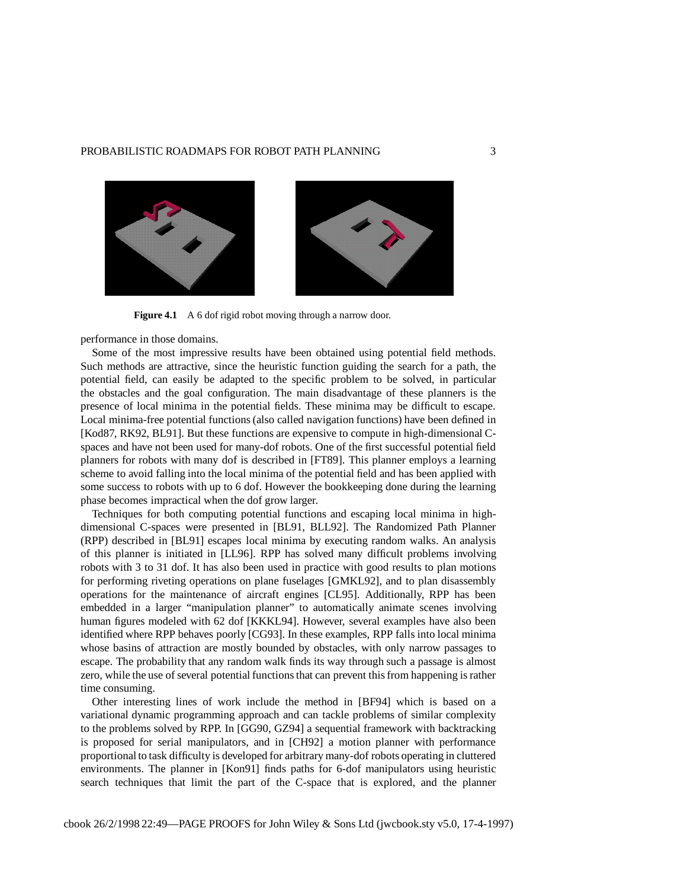**Figure 4.1** A 6 dof rigid robot moving through a narrow door.

performance in those domains.

Some of the most impressive results have been obtained using potential field methods. Such methods are attractive, since the heuristic function guiding the search for a path, the potential field, can easily be adapted to the specific problem to be solved, in particular the obstacles and the goal configuration. The main disadvantage of these planners is the presence of local minima in the potential fields. These minima may be difficult to escape. Local minima-free potential functions (also called navigation functions) have been defined in [Kod87, RK92, BL91]. But these functions are expensive to compute in high-dimensional C-spaces and have not been used for many-dof robots. One of the first successful potential field planners for robots with many dof is described in [FT89]. This planner employs a learning scheme to avoid falling into the local minima of the potential field and has been applied with some success to robots with up to 6 dof. However the bookkeeping done during the learning phase becomes impractical when the dof grow larger.

Techniques for both computing potential functions and escaping local minima in high-dimensional C-spaces were presented in [BL91, BLL92]. The Randomized Path Planner (RPP) described in [BL91] escapes local minima by executing random walks. An analysis of this planner is initiated in [LL96]. RPP has solved many difficult problems involving robots with 3 to 31 dof. It has also been used in practice with good results to plan motions for performing riveting operations on plane fuselages [GMKL92], and to plan disassembly operations for the maintenance of aircraft engines [CL95]. Additionally, RPP has been embedded in a larger "manipulation planner" to automatically animate scenes involving human figures modeled with 62 dof [KKKL94]. However, several examples have also been identified where RPP behaves poorly [CG93]. In these examples, RPP falls into local minima whose basins of attraction are mostly bounded by obstacles, with only narrow passages to escape. The probability that any random walk finds its way through such a passage is almost zero, while the use of several potential functions that can prevent this from happening is rather time consuming.

Other interesting lines of work include the method in [BF94] which is based on a variational dynamic programming approach and can tackle problems of similar complexity to the problems solved by RPP. In [GG90, GZ94] a sequential framework with backtracking is proposed for serial manipulators, and in [CH92] a motion planner with performance proportional to task difficulty is developed for arbitrary many-dof robots operating in cluttered environments. The planner in [Kon91] finds paths for 6-dof manipulators using heuristic search techniques that limit the part of the C-space that is explored, and the planner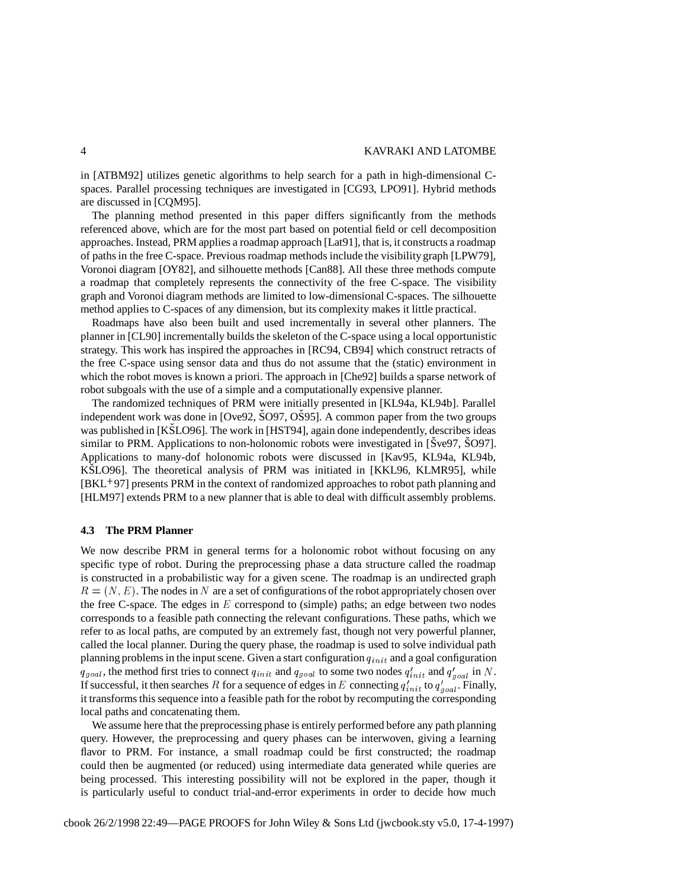in [ATBM92] utilizes genetic algorithms to help search for a path in high-dimensional C-spaces. Parallel processing techniques are investigated in [CG93, LPO91]. Hybrid methods are discussed in [CQM95].

The planning method presented in this paper differs significantly from the methods referenced above, which are for the most part based on potential field or cell decomposition approaches. Instead, PRM applies a roadmap approach [Lat91], that is, it constructs a roadmap of paths in the free C-space. Previous roadmap methods include the visibility graph [LPW79], Voronoi diagram [OY82], and silhouette methods [Can88]. All these three methods compute a roadmap that completely represents the connectivity of the free C-space. The visibility graph and Voronoi diagram methods are limited to low-dimensional C-spaces. The silhouette method applies to C-spaces of any dimension, but its complexity makes it little practical.

Roadmaps have also been built and used incrementally in several other planners. The planner in [CL90] incrementally builds the skeleton of the C-space using a local opportunistic strategy. This work has inspired the approaches in [RC94, CB94] which construct retracts of the free C-space using sensor data and thus do not assume that the (static) environment in which the robot moves is known a priori. The approach in [Che92] builds a sparse network of robot subgoals with the use of a simple and a computationally expensive planner.

The randomized techniques of PRM were initially presented in [KL94a, KL94b]. Parallel independent work was done in [Ove92, ŠO97, OŠ95]. A common paper from the two groups was published in [KŠLO96]. The work in [HST94], again done independently, describes ideas similar to PRM. Applications to non-holonomic robots were investigated in [Šve97, ŠO97]. Applications to many-dof holonomic robots were discussed in [Kav95, KL94a, KL94b, KŠLO96]. The theoretical analysis of PRM was initiated in [KKL96, KLMR95], while [BKL+97] presents PRM in the context of randomized approaches to robot path planning and [HLM97] extends PRM to a new planner that is able to deal with difficult assembly problems.

### 4.3 The PRM Planner

We now describe PRM in general terms for a holonomic robot without focusing on any specific type of robot. During the preprocessing phase a data structure called the roadmap is constructed in a probabilistic way for a given scene. The roadmap is an undirected graph $R = (N, E)$. The nodes in $N$ are a set of configurations of the robot appropriately chosen over the free C-space. The edges in $E$ correspond to (simple) paths; an edge between two nodes corresponds to a feasible path connecting the relevant configurations. These paths, which we refer to as local paths, are computed by an extremely fast, though not very powerful planner, called the local planner. During the query phase, the roadmap is used to solve individual path planning problems in the input scene. Given a start configuration $q_{init}$ and a goal configuration $q_{goal}$, the method first tries to connect $q_{init}$ and $q_{goal}$ to some two nodes $q'_{init}$ and $q'_{goal}$ in $N$. If successful, it then searches $R$ for a sequence of edges in $E$ connecting $q'_{init}$ to $q'_{goal}$. Finally, it transforms this sequence into a feasible path for the robot by recomputing the corresponding local paths and concatenating them.

We assume here that the preprocessing phase is entirely performed before any path planning query. However, the preprocessing and query phases can be interwoven, giving a learning flavor to PRM. For instance, a small roadmap could be first constructed; the roadmap could then be augmented (or reduced) using intermediate data generated while queries are being processed. This interesting possibility will not be explored in the paper, though it is particularly useful to conduct trial-and-error experiments in order to decide how much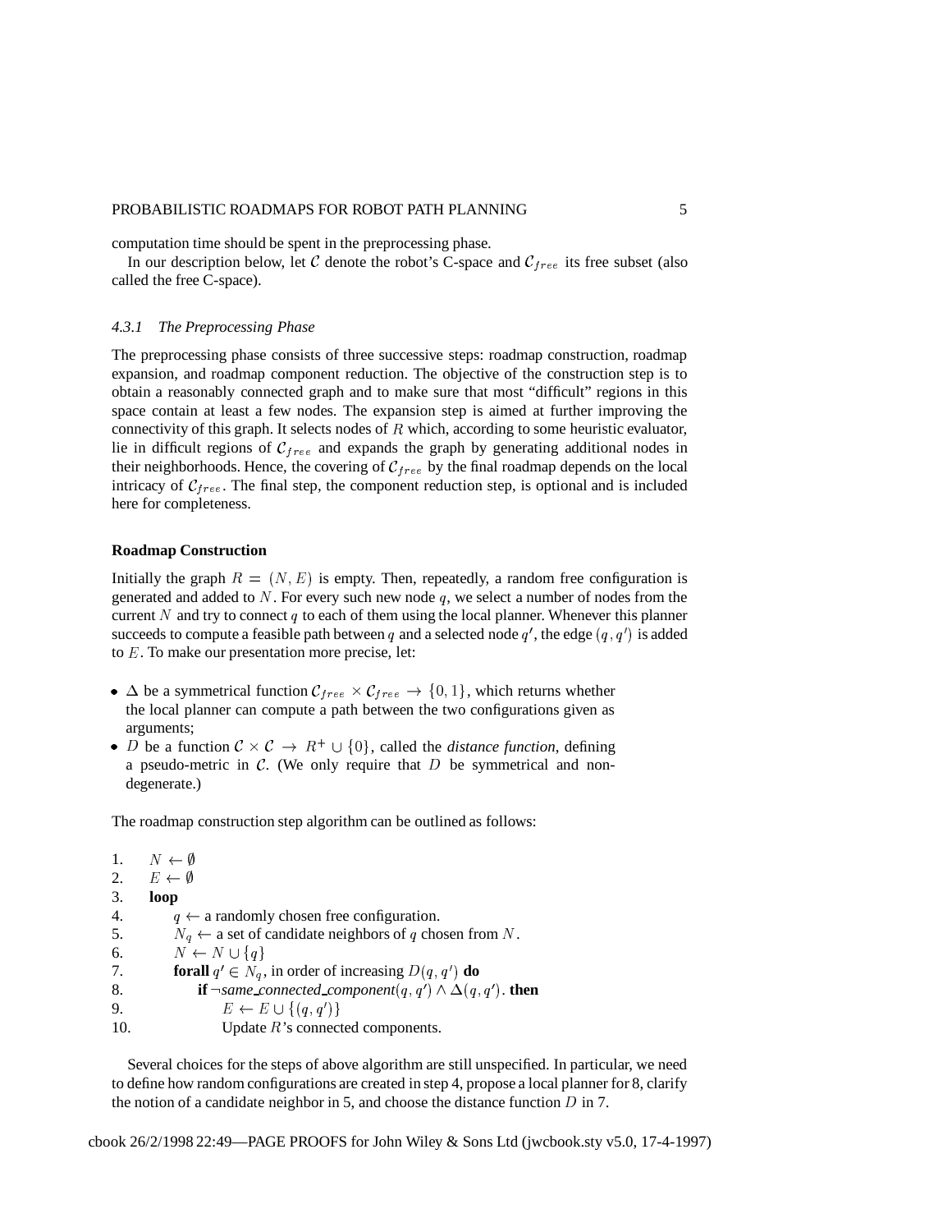computation time should be spent in the preprocessing phase.

In our description below, let $\mathcal{C}$ denote the robot's C-space and $\mathcal{C}_{free}$ its free subset (also called the free C-space).

### *4.3.1 The Preprocessing Phase*

The preprocessing phase consists of three successive steps: roadmap construction, roadmap expansion, and roadmap component reduction. The objective of the construction step is to obtain a reasonably connected graph and to make sure that most "difficult" regions in this space contain at least a few nodes. The expansion step is aimed at further improving the connectivity of this graph. It selects nodes of $R$ which, according to some heuristic evaluator, lie in difficult regions of $\mathcal{C}_{free}$ and expands the graph by generating additional nodes in their neighborhoods. Hence, the covering of $\mathcal{C}_{free}$ by the final roadmap depends on the local intricacy of $\mathcal{C}_{free}$. The final step, the component reduction step, is optional and is included here for completeness.

#### **Roadmap Construction**

Initially the graph $R = (N, E)$ is empty. Then, repeatedly, a random free configuration is generated and added to $N$. For every such new node $q$, we select a number of nodes from the current $N$ and try to connect $q$ to each of them using the local planner. Whenever this planner succeeds to compute a feasible path between $q$ and a selected node $q'$, the edge $(q, q')$ is added to $E$. To make our presentation more precise, let:

- $\Delta$ be a symmetrical function $\mathcal{C}_{free} \times \mathcal{C}_{free} \rightarrow \{0, 1\}$, which returns whether the local planner can compute a path between the two configurations given as arguments;
- $D$ be a function $\mathcal{C} \times \mathcal{C} \rightarrow R^+ \cup \{0\}$, called the *distance function*, defining a pseudo-metric in $\mathcal{C}$. (We only require that $D$ be symmetrical and non-degenerate.)

The roadmap construction step algorithm can be outlined as follows:

1. $N \leftarrow \emptyset$
2. $E \leftarrow \emptyset$
3. **loop**
4. $\quad$ $q \leftarrow$ a randomly chosen free configuration.
5. $\quad$ $N_q \leftarrow$ a set of candidate neighbors of $q$ chosen from $N$.
6. $\quad$ $N \leftarrow N \cup \{q\}$
7. $\quad$ **forall** $q' \in N_q$, in order of increasing $D(q, q')$ **do**
8. $\quad\quad$ **if** $\neg$*same_connected_component*$(q, q') \wedge \Delta(q, q')$. **then**
9. $\quad\quad\quad$ $E \leftarrow E \cup \{(q, q')\}$
10. $\quad\quad\quad$ Update $R$'s connected components.

Several choices for the steps of above algorithm are still unspecified. In particular, we need to define how random configurations are created in step 4, propose a local planner for 8, clarify the notion of a candidate neighbor in 5, and choose the distance function $D$ in 7.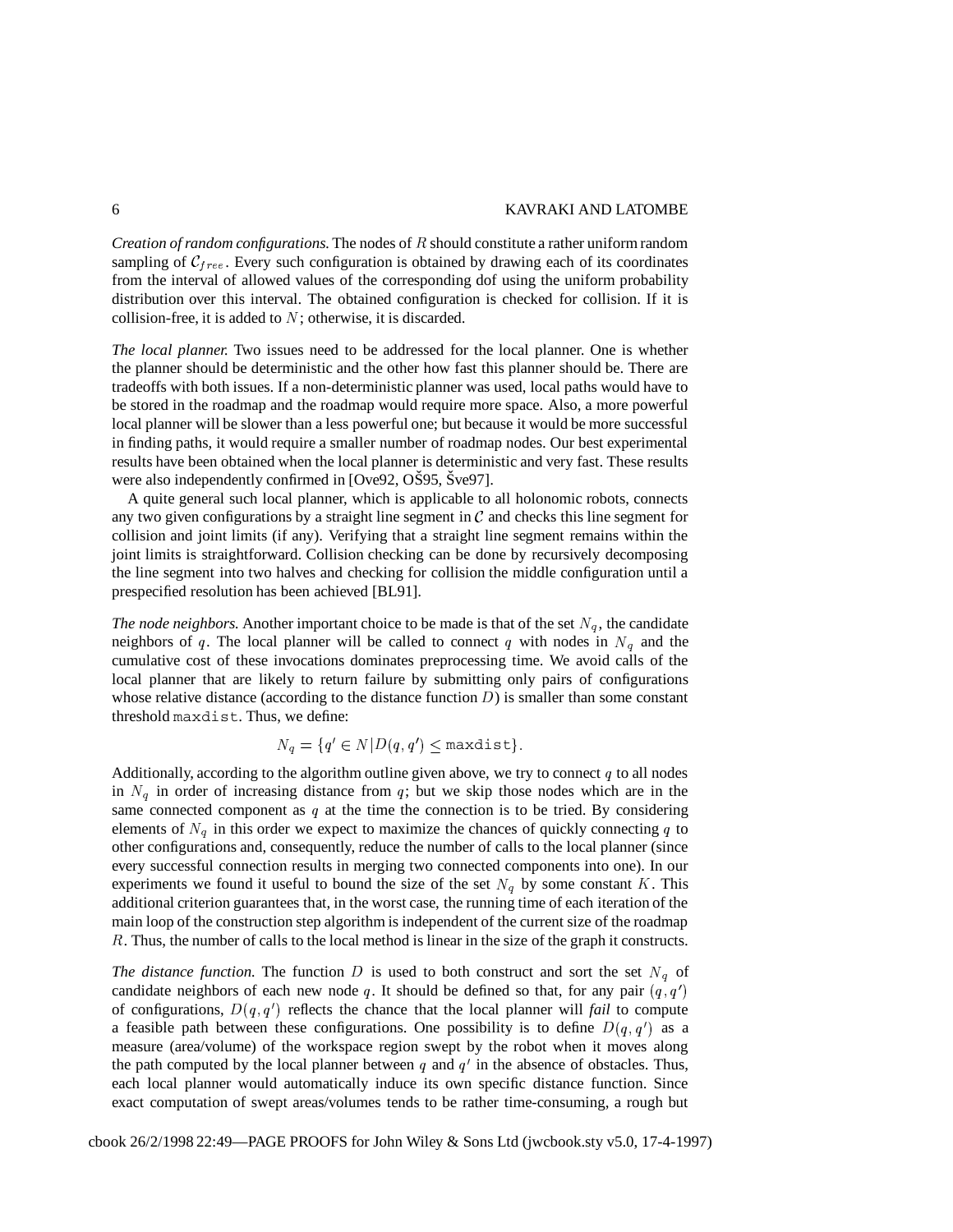*Creation of random configurations.* The nodes of $R$ should constitute a rather uniform random sampling of $\mathcal{C}_{free}$. Every such configuration is obtained by drawing each of its coordinates from the interval of allowed values of the corresponding dof using the uniform probability distribution over this interval. The obtained configuration is checked for collision. If it is collision-free, it is added to $N$; otherwise, it is discarded.

*The local planner.* Two issues need to be addressed for the local planner. One is whether the planner should be deterministic and the other how fast this planner should be. There are tradeoffs with both issues. If a non-deterministic planner was used, local paths would have to be stored in the roadmap and the roadmap would require more space. Also, a more powerful local planner will be slower than a less powerful one; but because it would be more successful in finding paths, it would require a smaller number of roadmap nodes. Our best experimental results have been obtained when the local planner is deterministic and very fast. These results were also independently confirmed in [Ove92, OŠ95, Šve97].

A quite general such local planner, which is applicable to all holonomic robots, connects any two given configurations by a straight line segment in $\mathcal{C}$ and checks this line segment for collision and joint limits (if any). Verifying that a straight line segment remains within the joint limits is straightforward. Collision checking can be done by recursively decomposing the line segment into two halves and checking for collision the middle configuration until a prespecified resolution has been achieved [BL91].

*The node neighbors.* Another important choice to be made is that of the set $N_q$, the candidate neighbors of $q$. The local planner will be called to connect $q$ with nodes in $N_q$ and the cumulative cost of these invocations dominates preprocessing time. We avoid calls of the local planner that are likely to return failure by submitting only pairs of configurations whose relative distance (according to the distance function $D$) is smaller than some constant threshold $\texttt{maxdist}$. Thus, we define:

$$N_q = \{q' \in N | D(q, q') \leq \texttt{maxdist}\}.$$

Additionally, according to the algorithm outline given above, we try to connect $q$ to all nodes in $N_q$ in order of increasing distance from $q$; but we skip those nodes which are in the same connected component as $q$ at the time the connection is to be tried. By considering elements of $N_q$ in this order we expect to maximize the chances of quickly connecting $q$ to other configurations and, consequently, reduce the number of calls to the local planner (since every successful connection results in merging two connected components into one). In our experiments we found it useful to bound the size of the set $N_q$ by some constant $K$. This additional criterion guarantees that, in the worst case, the running time of each iteration of the main loop of the construction step algorithm is independent of the current size of the roadmap $R$. Thus, the number of calls to the local method is linear in the size of the graph it constructs.

*The distance function.* The function $D$ is used to both construct and sort the set $N_q$ of candidate neighbors of each new node $q$. It should be defined so that, for any pair $(q, q')$ of configurations, $D(q, q')$ reflects the chance that the local planner will *fail* to compute a feasible path between these configurations. One possibility is to define $D(q, q')$ as a measure (area/volume) of the workspace region swept by the robot when it moves along the path computed by the local planner between $q$ and $q'$ in the absence of obstacles. Thus, each local planner would automatically induce its own specific distance function. Since exact computation of swept areas/volumes tends to be rather time-consuming, a rough but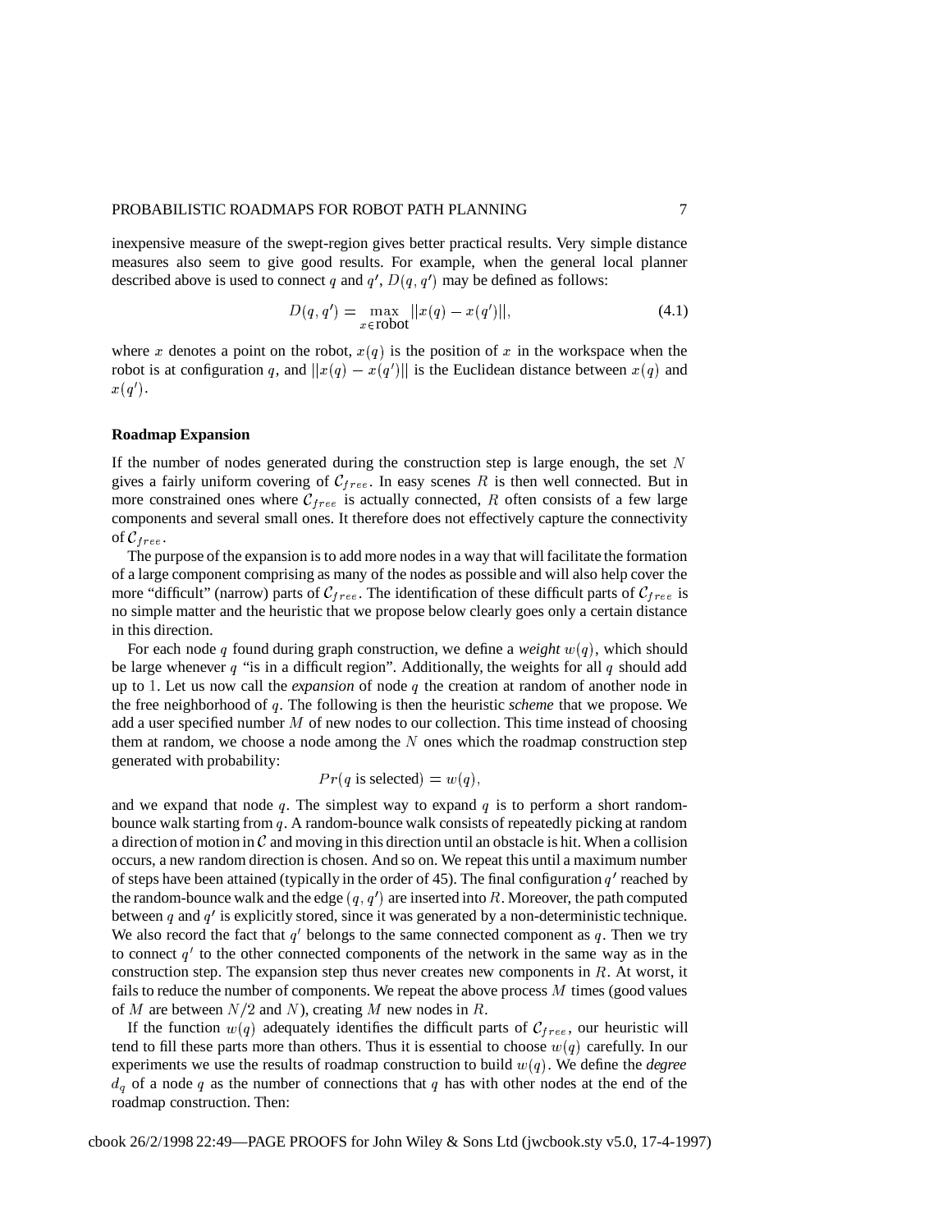inexpensive measure of the swept-region gives better practical results. Very simple distance measures also seem to give good results. For example, when the general local planner described above is used to connect $q$ and $q'$, $D(q, q')$ may be defined as follows:

$$D(q, q') = \max_{x \in \text{robot}} ||x(q) - x(q')||, \tag{4.1}$$

where $x$ denotes a point on the robot, $x(q)$ is the position of $x$ in the workspace when the robot is at configuration $q$, and $||x(q) - x(q')||$ is the Euclidean distance between $x(q)$ and $x(q')$.

**Roadmap Expansion**

If the number of nodes generated during the construction step is large enough, the set $N$ gives a fairly uniform covering of $\mathcal{C}_{free}$. In easy scenes $R$ is then well connected. But in more constrained ones where $\mathcal{C}_{free}$ is actually connected, $R$ often consists of a few large components and several small ones. It therefore does not effectively capture the connectivity of $\mathcal{C}_{free}$.

The purpose of the expansion is to add more nodes in a way that will facilitate the formation of a large component comprising as many of the nodes as possible and will also help cover the more "difficult" (narrow) parts of $\mathcal{C}_{free}$. The identification of these difficult parts of $\mathcal{C}_{free}$ is no simple matter and the heuristic that we propose below clearly goes only a certain distance in this direction.

For each node $q$ found during graph construction, we define a *weight* $w(q)$, which should be large whenever $q$ "is in a difficult region". Additionally, the weights for all $q$ should add up to $1$. Let us now call the *expansion* of node $q$ the creation at random of another node in the free neighborhood of $q$. The following is then the heuristic *scheme* that we propose. We add a user specified number $M$ of new nodes to our collection. This time instead of choosing them at random, we choose a node among the $N$ ones which the roadmap construction step generated with probability:

$$Pr(q \text{ is selected}) = w(q),$$

and we expand that node $q$. The simplest way to expand $q$ is to perform a short random-bounce walk starting from $q$. A random-bounce walk consists of repeatedly picking at random a direction of motion in $\mathcal{C}$ and moving in this direction until an obstacle is hit. When a collision occurs, a new random direction is chosen. And so on. We repeat this until a maximum number of steps have been attained (typically in the order of 45). The final configuration $q'$ reached by the random-bounce walk and the edge $(q, q')$ are inserted into $R$. Moreover, the path computed between $q$ and $q'$ is explicitly stored, since it was generated by a non-deterministic technique. We also record the fact that $q'$ belongs to the same connected component as $q$. Then we try to connect $q'$ to the other connected components of the network in the same way as in the construction step. The expansion step thus never creates new components in $R$. At worst, it fails to reduce the number of components. We repeat the above process $M$ times (good values of $M$ are between $N/2$ and $N$), creating $M$ new nodes in $R$.

If the function $w(q)$ adequately identifies the difficult parts of $\mathcal{C}_{free}$, our heuristic will tend to fill these parts more than others. Thus it is essential to choose $w(q)$ carefully. In our experiments we use the results of roadmap construction to build $w(q)$. We define the *degree* $d_q$ of a node $q$ as the number of connections that $q$ has with other nodes at the end of the roadmap construction. Then: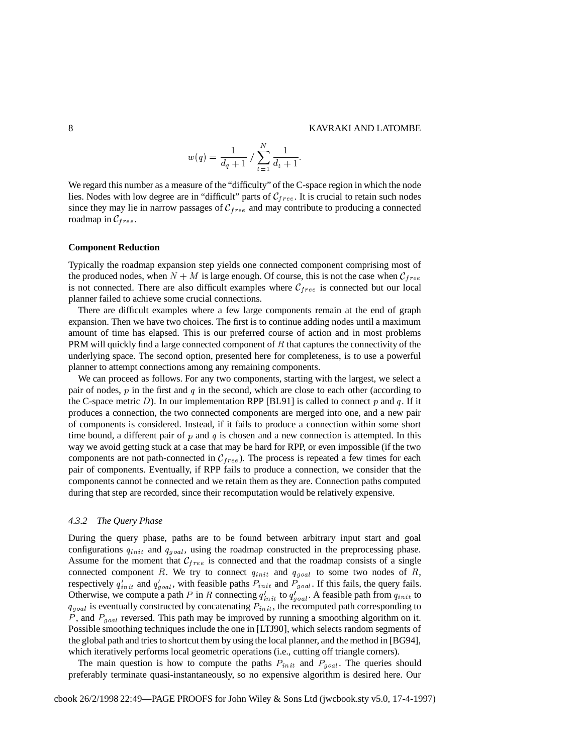$$w(q) = \frac{1}{d_q + 1} \Big/ \sum_{t=1}^{N} \frac{1}{d_t + 1}.$$

We regard this number as a measure of the "difficulty" of the C-space region in which the node lies. Nodes with low degree are in "difficult" parts of $\mathcal{C}_{free}$. It is crucial to retain such nodes since they may lie in narrow passages of $\mathcal{C}_{free}$ and may contribute to producing a connected roadmap in $\mathcal{C}_{free}$.

**Component Reduction**

Typically the roadmap expansion step yields one connected component comprising most of the produced nodes, when $N + M$ is large enough. Of course, this is not the case when $\mathcal{C}_{free}$ is not connected. There are also difficult examples where $\mathcal{C}_{free}$ is connected but our local planner failed to achieve some crucial connections.

There are difficult examples where a few large components remain at the end of graph expansion. Then we have two choices. The first is to continue adding nodes until a maximum amount of time has elapsed. This is our preferred course of action and in most problems PRM will quickly find a large connected component of $R$ that captures the connectivity of the underlying space. The second option, presented here for completeness, is to use a powerful planner to attempt connections among any remaining components.

We can proceed as follows. For any two components, starting with the largest, we select a pair of nodes, $p$ in the first and $q$ in the second, which are close to each other (according to the C-space metric $D$). In our implementation RPP [BL91] is called to connect $p$ and $q$. If it produces a connection, the two connected components are merged into one, and a new pair of components is considered. Instead, if it fails to produce a connection within some short time bound, a different pair of $p$ and $q$ is chosen and a new connection is attempted. In this way we avoid getting stuck at a case that may be hard for RPP, or even impossible (if the two components are not path-connected in $\mathcal{C}_{free}$). The process is repeated a few times for each pair of components. Eventually, if RPP fails to produce a connection, we consider that the components cannot be connected and we retain them as they are. Connection paths computed during that step are recorded, since their recomputation would be relatively expensive.

### *4.3.2 The Query Phase*

During the query phase, paths are to be found between arbitrary input start and goal configurations $q_{init}$ and $q_{goal}$, using the roadmap constructed in the preprocessing phase. Assume for the moment that $\mathcal{C}_{free}$ is connected and that the roadmap consists of a single connected component $R$. We try to connect $q_{init}$ and $q_{goal}$ to some two nodes of $R$, respectively $q'_{init}$ and $q'_{goal}$, with feasible paths $P_{init}$ and $P_{goal}$. If this fails, the query fails. Otherwise, we compute a path $P$ in $R$ connecting $q'_{init}$ to $q'_{goal}$. A feasible path from $q_{init}$ to $q_{goal}$ is eventually constructed by concatenating $P_{init}$, the recomputed path corresponding to $P$, and $P_{goal}$ reversed. This path may be improved by running a smoothing algorithm on it. Possible smoothing techniques include the one in [LTJ90], which selects random segments of the global path and tries to shortcut them by using the local planner, and the method in [BG94], which iteratively performs local geometric operations (i.e., cutting off triangle corners).

The main question is how to compute the paths $P_{init}$ and $P_{goal}$. The queries should preferably terminate quasi-instantaneously, so no expensive algorithm is desired here. Our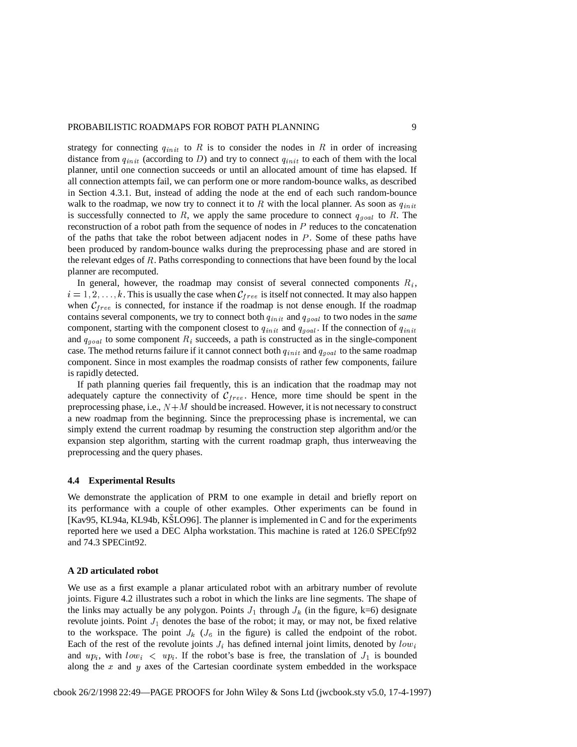strategy for connecting $q_{init}$ to $R$ is to consider the nodes in $R$ in order of increasing distance from $q_{init}$ (according to $D$) and try to connect $q_{init}$ to each of them with the local planner, until one connection succeeds or until an allocated amount of time has elapsed. If all connection attempts fail, we can perform one or more random-bounce walks, as described in Section 4.3.1. But, instead of adding the node at the end of each such random-bounce walk to the roadmap, we now try to connect it to $R$ with the local planner. As soon as $q_{init}$ is successfully connected to $R$, we apply the same procedure to connect $q_{goal}$ to $R$. The reconstruction of a robot path from the sequence of nodes in $P$ reduces to the concatenation of the paths that take the robot between adjacent nodes in $P$. Some of these paths have been produced by random-bounce walks during the preprocessing phase and are stored in the relevant edges of $R$. Paths corresponding to connections that have been found by the local planner are recomputed.

In general, however, the roadmap may consist of several connected components $R_i$, $i = 1, 2, \ldots, k$. This is usually the case when $\mathcal{C}_{free}$ is itself not connected. It may also happen when $\mathcal{C}_{free}$ is connected, for instance if the roadmap is not dense enough. If the roadmap contains several components, we try to connect both $q_{init}$ and $q_{goal}$ to two nodes in the *same* component, starting with the component closest to $q_{init}$ and $q_{goal}$. If the connection of $q_{init}$ and $q_{goal}$ to some component $R_i$ succeeds, a path is constructed as in the single-component case. The method returns failure if it cannot connect both $q_{init}$ and $q_{goal}$ to the same roadmap component. Since in most examples the roadmap consists of rather few components, failure is rapidly detected.

If path planning queries fail frequently, this is an indication that the roadmap may not adequately capture the connectivity of $\mathcal{C}_{free}$. Hence, more time should be spent in the preprocessing phase, i.e., $N+M$ should be increased. However, it is not necessary to construct a new roadmap from the beginning. Since the preprocessing phase is incremental, we can simply extend the current roadmap by resuming the construction step algorithm and/or the expansion step algorithm, starting with the current roadmap graph, thus interweaving the preprocessing and the query phases.

### 4.4 Experimental Results

We demonstrate the application of PRM to one example in detail and briefly report on its performance with a couple of other examples. Other experiments can be found in [Kav95, KL94a, KL94b, KŠLO96]. The planner is implemented in C and for the experiments reported here we used a DEC Alpha workstation. This machine is rated at 126.0 SPECfp92 and 74.3 SPECint92.

#### A 2D articulated robot

We use as a first example a planar articulated robot with an arbitrary number of revolute joints. Figure 4.2 illustrates such a robot in which the links are line segments. The shape of the links may actually be any polygon. Points $J_1$ through $J_k$ (in the figure, k=6) designate revolute joints. Point $J_1$ denotes the base of the robot; it may, or may not, be fixed relative to the workspace. The point $J_k$ ($J_6$ in the figure) is called the endpoint of the robot. Each of the rest of the revolute joints $J_i$ has defined internal joint limits, denoted by $low_i$ and $up_i$, with $low_i < up_i$. If the robot's base is free, the translation of $J_1$ is bounded along the $x$ and $y$ axes of the Cartesian coordinate system embedded in the workspace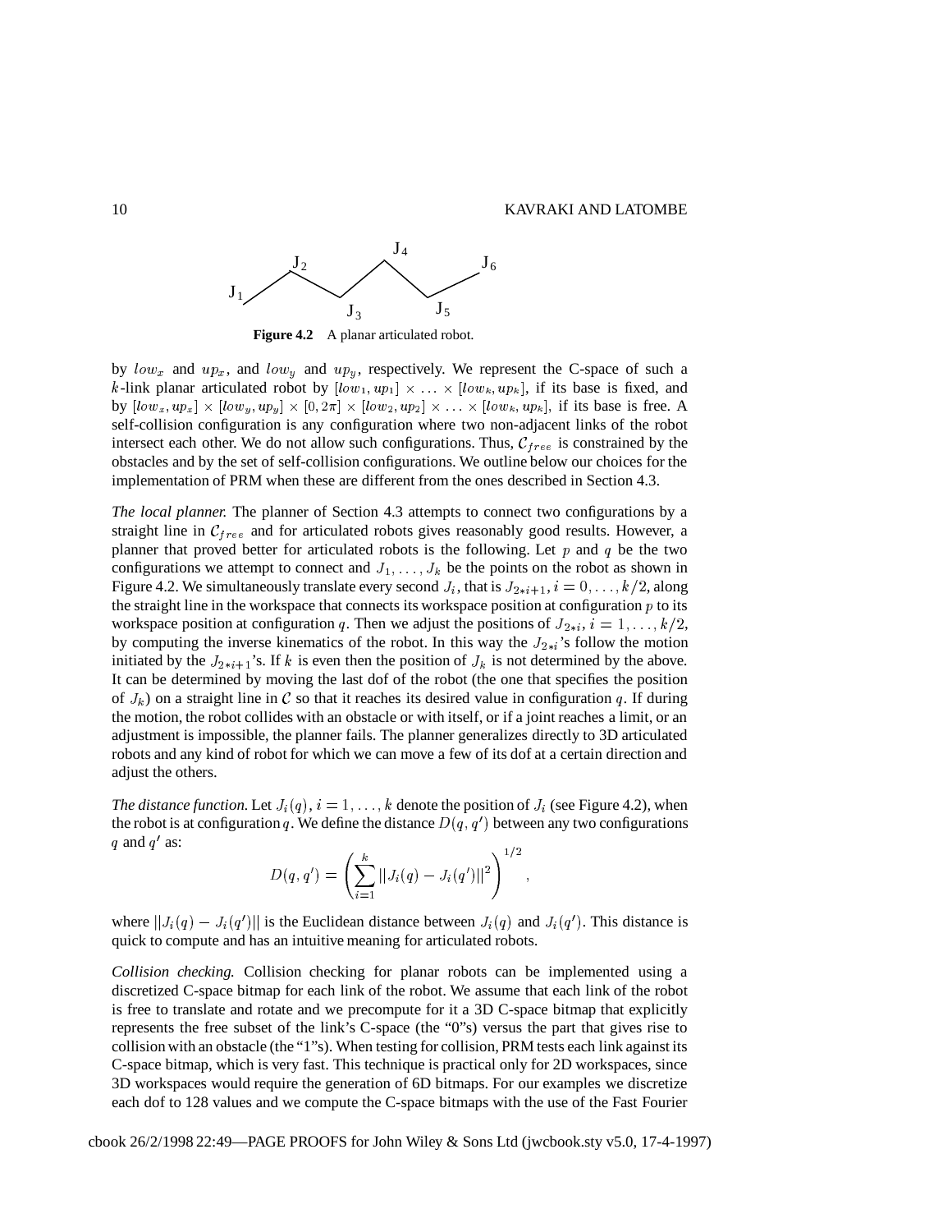**Figure 4.2** A planar articulated robot.

by $low_x$ and $up_x$, and $low_y$ and $up_y$, respectively. We represent the C-space of such a $k$-link planar articulated robot by $[low_1, up_1] \times \ldots \times [low_k, up_k]$, if its base is fixed, and by $[low_x, up_x] \times [low_y, up_y] \times [0, 2\pi] \times [low_2, up_2] \times \ldots \times [low_k, up_k]$, if its base is free. A self-collision configuration is any configuration where two non-adjacent links of the robot intersect each other. We do not allow such configurations. Thus, $\mathcal{C}_{free}$ is constrained by the obstacles and by the set of self-collision configurations. We outline below our choices for the implementation of PRM when these are different from the ones described in Section 4.3.

*The local planner.* The planner of Section 4.3 attempts to connect two configurations by a straight line in $\mathcal{C}_{free}$ and for articulated robots gives reasonably good results. However, a planner that proved better for articulated robots is the following. Let $p$ and $q$ be the two configurations we attempt to connect and $J_1, \ldots, J_k$ be the points on the robot as shown in Figure 4.2. We simultaneously translate every second $J_i$, that is $J_{2*i+1}, i = 0, \ldots, k/2$, along the straight line in the workspace that connects its workspace position at configuration $p$ to its workspace position at configuration $q$. Then we adjust the positions of $J_{2*i}, i = 1, \ldots, k/2$, by computing the inverse kinematics of the robot. In this way the $J_{2*i}$'s follow the motion initiated by the $J_{2*i+1}$'s. If $k$ is even then the position of $J_k$ is not determined by the above. It can be determined by moving the last dof of the robot (the one that specifies the position of $J_k$) on a straight line in $\mathcal{C}$ so that it reaches its desired value in configuration $q$. If during the motion, the robot collides with an obstacle or with itself, or if a joint reaches a limit, or an adjustment is impossible, the planner fails. The planner generalizes directly to 3D articulated robots and any kind of robot for which we can move a few of its dof at a certain direction and adjust the others.

*The distance function.* Let $J_i(q), i = 1, \ldots, k$ denote the position of $J_i$ (see Figure 4.2), when the robot is at configuration $q$. We define the distance $D(q, q')$ between any two configurations $q$ and $q'$ as:

$$D(q, q') = \left( \sum_{i=1}^{k} ||J_i(q) - J_i(q')||^2 \right)^{1/2},$$

where $||J_i(q) - J_i(q')||$ is the Euclidean distance between $J_i(q)$ and $J_i(q')$. This distance is quick to compute and has an intuitive meaning for articulated robots.

*Collision checking.* Collision checking for planar robots can be implemented using a discretized C-space bitmap for each link of the robot. We assume that each link of the robot is free to translate and rotate and we precompute for it a 3D C-space bitmap that explicitly represents the free subset of the link's C-space (the "0"s) versus the part that gives rise to collision with an obstacle (the "1"s). When testing for collision, PRM tests each link against its C-space bitmap, which is very fast. This technique is practical only for 2D workspaces, since 3D workspaces would require the generation of 6D bitmaps. For our examples we discretize each dof to 128 values and we compute the C-space bitmaps with the use of the Fast Fourier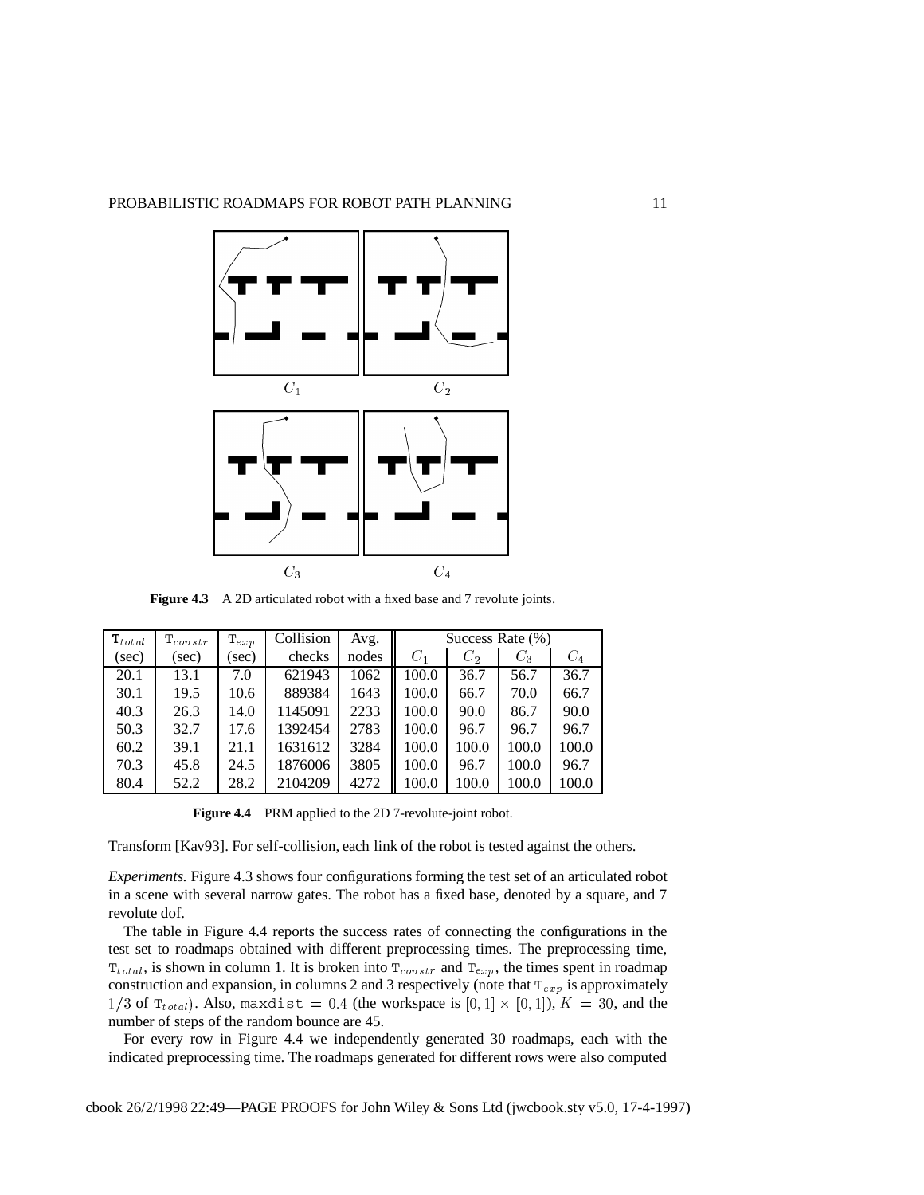$C_1$ $C_2$

$C_3$ $C_4$

**Figure 4.3** A 2D articulated robot with a fixed base and 7 revolute joints.

| $T_{total}$ (sec) | $T_{constr}$ (sec) | $T_{exp}$ (sec) | Collision checks | Avg. nodes | Success Rate (%) $C_1$ | $C_2$ | $C_3$ | $C_4$ |
|---|---|---|---|---|---|---|---|---|
| 20.1 | 13.1 | 7.0 | 621943 | 1062 | 100.0 | 36.7 | 56.7 | 36.7 |
| 30.1 | 19.5 | 10.6 | 889384 | 1643 | 100.0 | 66.7 | 70.0 | 66.7 |
| 40.3 | 26.3 | 14.0 | 1145091 | 2233 | 100.0 | 90.0 | 86.7 | 90.0 |
| 50.3 | 32.7 | 17.6 | 1392454 | 2783 | 100.0 | 96.7 | 96.7 | 96.7 |
| 60.2 | 39.1 | 21.1 | 1631612 | 3284 | 100.0 | 100.0 | 100.0 | 100.0 |
| 70.3 | 45.8 | 24.5 | 1876006 | 3805 | 100.0 | 96.7 | 100.0 | 96.7 |
| 80.4 | 52.2 | 28.2 | 2104209 | 4272 | 100.0 | 100.0 | 100.0 | 100.0 |

**Figure 4.4** PRM applied to the 2D 7-revolute-joint robot.

Transform [Kav93]. For self-collision, each link of the robot is tested against the others.

*Experiments.* Figure 4.3 shows four configurations forming the test set of an articulated robot in a scene with several narrow gates. The robot has a fixed base, denoted by a square, and 7 revolute dof.

The table in Figure 4.4 reports the success rates of connecting the configurations in the test set to roadmaps obtained with different preprocessing times. The preprocessing time, $T_{total}$, is shown in column 1. It is broken into $T_{constr}$ and $T_{exp}$, the times spent in roadmap construction and expansion, in columns 2 and 3 respectively (note that $T_{exp}$ is approximately $1/3$ of $T_{total}$). Also, $\texttt{maxdist} = 0.4$ (the workspace is $[0, 1] \times [0, 1]$), $K = 30$, and the number of steps of the random bounce are 45.

For every row in Figure 4.4 we independently generated 30 roadmaps, each with the indicated preprocessing time. The roadmaps generated for different rows were also computed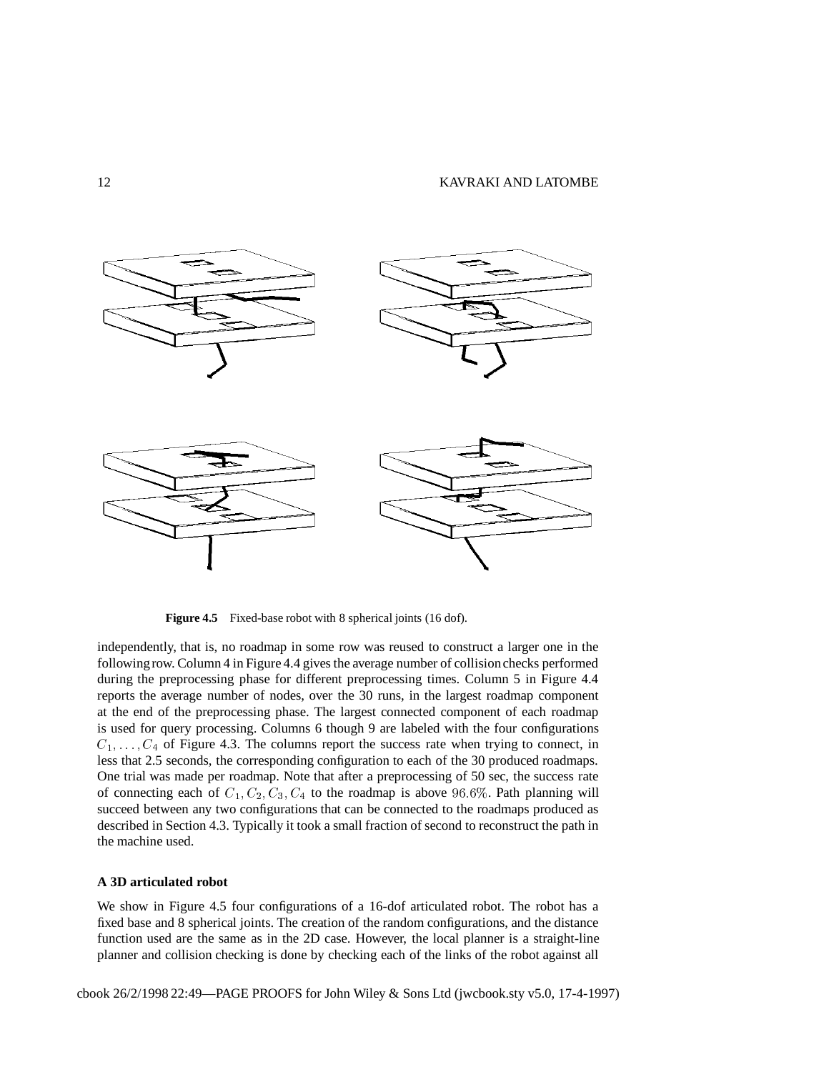**Figure 4.5** Fixed-base robot with 8 spherical joints (16 dof).

independently, that is, no roadmap in some row was reused to construct a larger one in the following row. Column 4 in Figure 4.4 gives the average number of collision checks performed during the preprocessing phase for different preprocessing times. Column 5 in Figure 4.4 reports the average number of nodes, over the 30 runs, in the largest roadmap component at the end of the preprocessing phase. The largest connected component of each roadmap is used for query processing. Columns 6 though 9 are labeled with the four configurations $C_1, \ldots, C_4$ of Figure 4.3. The columns report the success rate when trying to connect, in less that 2.5 seconds, the corresponding configuration to each of the 30 produced roadmaps. One trial was made per roadmap. Note that after a preprocessing of 50 sec, the success rate of connecting each of $C_1, C_2, C_3, C_4$ to the roadmap is above $96.6\%$. Path planning will succeed between any two configurations that can be connected to the roadmaps produced as described in Section 4.3. Typically it took a small fraction of second to reconstruct the path in the machine used.

**A 3D articulated robot**

We show in Figure 4.5 four configurations of a 16-dof articulated robot. The robot has a fixed base and 8 spherical joints. The creation of the random configurations, and the distance function used are the same as in the 2D case. However, the local planner is a straight-line planner and collision checking is done by checking each of the links of the robot against all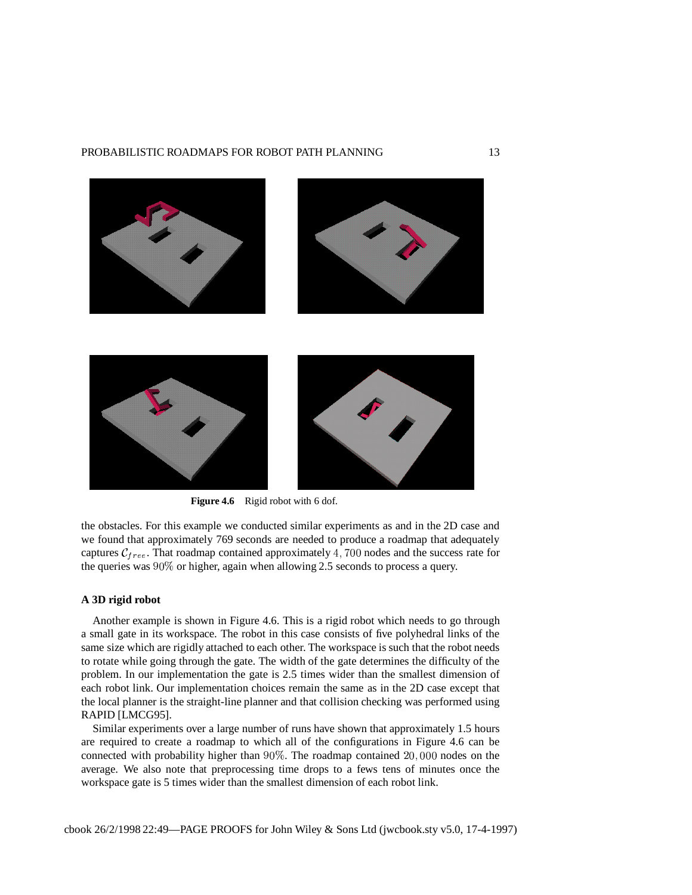**Figure 4.6** Rigid robot with 6 dof.

the obstacles. For this example we conducted similar experiments as and in the 2D case and we found that approximately 769 seconds are needed to produce a roadmap that adequately captures $\mathcal{C}_{free}$. That roadmap contained approximately $4,700$ nodes and the success rate for the queries was $90\%$ or higher, again when allowing 2.5 seconds to process a query.

### A 3D rigid robot

Another example is shown in Figure 4.6. This is a rigid robot which needs to go through a small gate in its workspace. The robot in this case consists of five polyhedral links of the same size which are rigidly attached to each other. The workspace is such that the robot needs to rotate while going through the gate. The width of the gate determines the difficulty of the problem. In our implementation the gate is 2.5 times wider than the smallest dimension of each robot link. Our implementation choices remain the same as in the 2D case except that the local planner is the straight-line planner and that collision checking was performed using RAPID [LMCG95].

Similar experiments over a large number of runs have shown that approximately 1.5 hours are required to create a roadmap to which all of the configurations in Figure 4.6 can be connected with probability higher than $90\%$. The roadmap contained $20,000$ nodes on the average. We also note that preprocessing time drops to a fews tens of minutes once the workspace gate is 5 times wider than the smallest dimension of each robot link.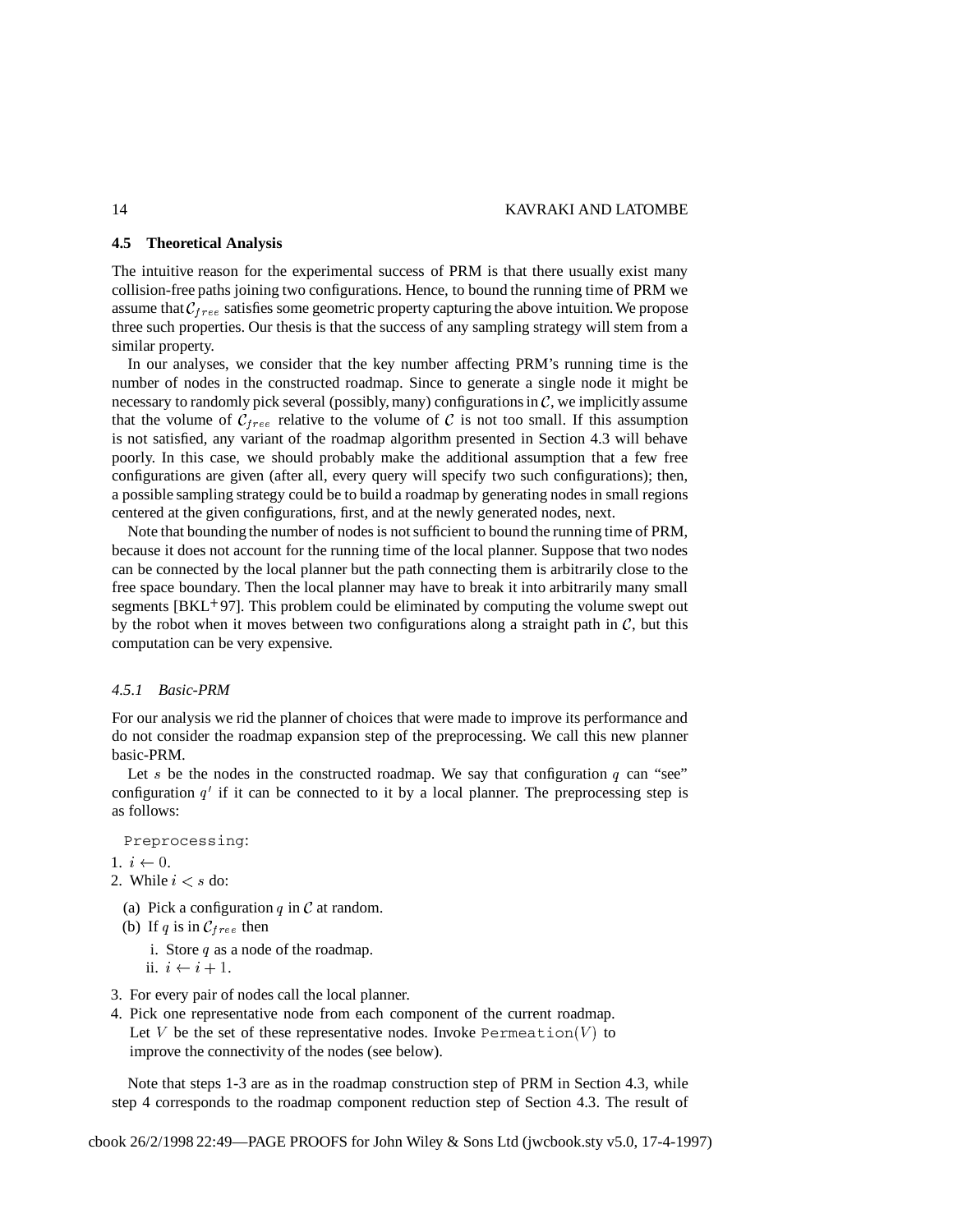### 4.5 Theoretical Analysis

The intuitive reason for the experimental success of PRM is that there usually exist many collision-free paths joining two configurations. Hence, to bound the running time of PRM we assume that $\mathcal{C}_{free}$ satisfies some geometric property capturing the above intuition. We propose three such properties. Our thesis is that the success of any sampling strategy will stem from a similar property.

In our analyses, we consider that the key number affecting PRM's running time is the number of nodes in the constructed roadmap. Since to generate a single node it might be necessary to randomly pick several (possibly, many) configurations in $\mathcal{C}$, we implicitly assume that the volume of $\mathcal{C}_{free}$ relative to the volume of $\mathcal{C}$ is not too small. If this assumption is not satisfied, any variant of the roadmap algorithm presented in Section 4.3 will behave poorly. In this case, we should probably make the additional assumption that a few free configurations are given (after all, every query will specify two such configurations); then, a possible sampling strategy could be to build a roadmap by generating nodes in small regions centered at the given configurations, first, and at the newly generated nodes, next.

Note that bounding the number of nodes is not sufficient to bound the running time of PRM, because it does not account for the running time of the local planner. Suppose that two nodes can be connected by the local planner but the path connecting them is arbitrarily close to the free space boundary. Then the local planner may have to break it into arbitrarily many small segments [BKL+97]. This problem could be eliminated by computing the volume swept out by the robot when it moves between two configurations along a straight path in $\mathcal{C}$, but this computation can be very expensive.

#### *4.5.1 Basic-PRM*

For our analysis we rid the planner of choices that were made to improve its performance and do not consider the roadmap expansion step of the preprocessing. We call this new planner basic-PRM.

Let $s$ be the nodes in the constructed roadmap. We say that configuration $q$ can "see" configuration $q'$ if it can be connected to it by a local planner. The preprocessing step is as follows:

Preprocessing:

1. $i \leftarrow 0$.
2. While $i < s$ do:
   (a) Pick a configuration $q$ in $\mathcal{C}$ at random.
   (b) If $q$ is in $\mathcal{C}_{free}$ then
      i. Store $q$ as a node of the roadmap.
      ii. $i \leftarrow i + 1$.
3. For every pair of nodes call the local planner.
4. Pick one representative node from each component of the current roadmap. Let $V$ be the set of these representative nodes. Invoke Permeation$(V)$ to improve the connectivity of the nodes (see below).

Note that steps 1-3 are as in the roadmap construction step of PRM in Section 4.3, while step 4 corresponds to the roadmap component reduction step of Section 4.3. The result of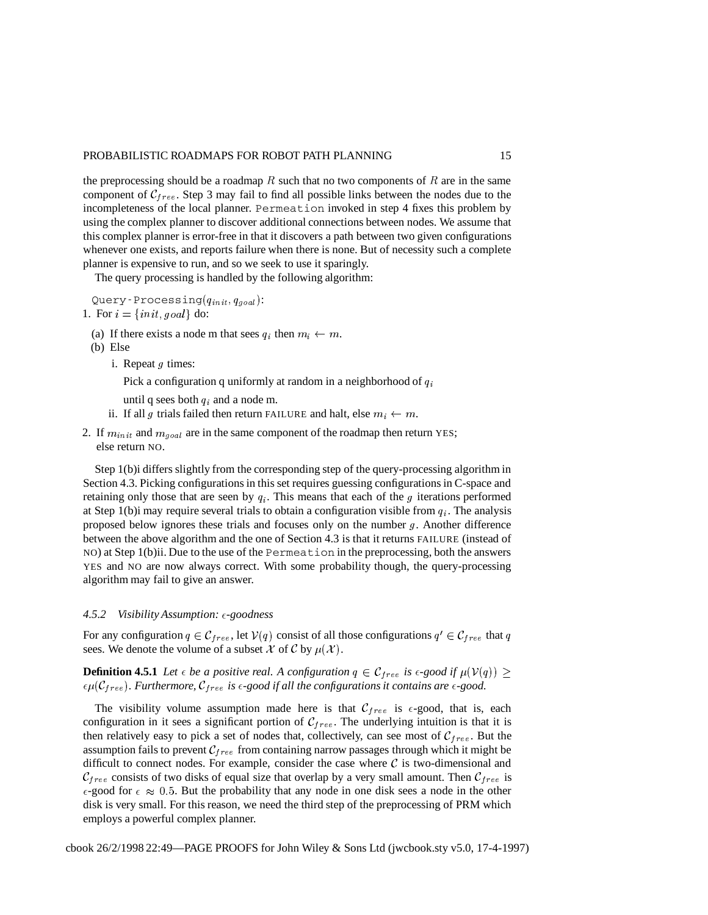the preprocessing should be a roadmap $R$ such that no two components of $R$ are in the same component of $\mathcal{C}_{free}$. Step 3 may fail to find all possible links between the nodes due to the incompleteness of the local planner. `Permeation` invoked in step 4 fixes this problem by using the complex planner to discover additional connections between nodes. We assume that this complex planner is error-free in that it discovers a path between two given configurations whenever one exists, and reports failure when there is none. But of necessity such a complete planner is expensive to run, and so we seek to use it sparingly.

The query processing is handled by the following algorithm:

`Query-Processing`$(q_{init}, q_{goal})$:

1. For $i = \{init, goal\}$ do:
   (a) If there exists a node m that sees $q_i$ then $m_i \leftarrow m$.
   (b) Else
      i. Repeat $g$ times:
         Pick a configuration q uniformly at random in a neighborhood of $q_i$
         until q sees both $q_i$ and a node m.
      ii. If all $g$ trials failed then return FAILURE and halt, else $m_i \leftarrow m$.
2. If $m_{init}$ and $m_{goal}$ are in the same component of the roadmap then return YES;
   else return NO.

Step 1(b)i differs slightly from the corresponding step of the query-processing algorithm in Section 4.3. Picking configurations in this set requires guessing configurations in C-space and retaining only those that are seen by $q_i$. This means that each of the $g$ iterations performed at Step 1(b)i may require several trials to obtain a configuration visible from $q_i$. The analysis proposed below ignores these trials and focuses only on the number $g$. Another difference between the above algorithm and the one of Section 4.3 is that it returns FAILURE (instead of NO) at Step 1(b)ii. Due to the use of the `Permeation` in the preprocessing, both the answers YES and NO are now always correct. With some probability though, the query-processing algorithm may fail to give an answer.

#### *4.5.2 Visibility Assumption: $\epsilon$-goodness*

For any configuration $q \in \mathcal{C}_{free}$, let $\mathcal{V}(q)$ consist of all those configurations $q' \in \mathcal{C}_{free}$ that $q$ sees. We denote the volume of a subset $\mathcal{X}$ of $\mathcal{C}$ by $\mu(\mathcal{X})$.

**Definition 4.5.1** *Let $\epsilon$ be a positive real. A configuration $q \in \mathcal{C}_{free}$ is $\epsilon$-good if $\mu(\mathcal{V}(q)) \geq \epsilon\mu(\mathcal{C}_{free})$. Furthermore, $\mathcal{C}_{free}$ is $\epsilon$-good if all the configurations it contains are $\epsilon$-good.*

The visibility volume assumption made here is that $\mathcal{C}_{free}$ is $\epsilon$-good, that is, each configuration in it sees a significant portion of $\mathcal{C}_{free}$. The underlying intuition is that it is then relatively easy to pick a set of nodes that, collectively, can see most of $\mathcal{C}_{free}$. But the assumption fails to prevent $\mathcal{C}_{free}$ from containing narrow passages through which it might be difficult to connect nodes. For example, consider the case where $\mathcal{C}$ is two-dimensional and $\mathcal{C}_{free}$ consists of two disks of equal size that overlap by a very small amount. Then $\mathcal{C}_{free}$ is $\epsilon$-good for $\epsilon \approx 0.5$. But the probability that any node in one disk sees a node in the other disk is very small. For this reason, we need the third step of the preprocessing of PRM which employs a powerful complex planner.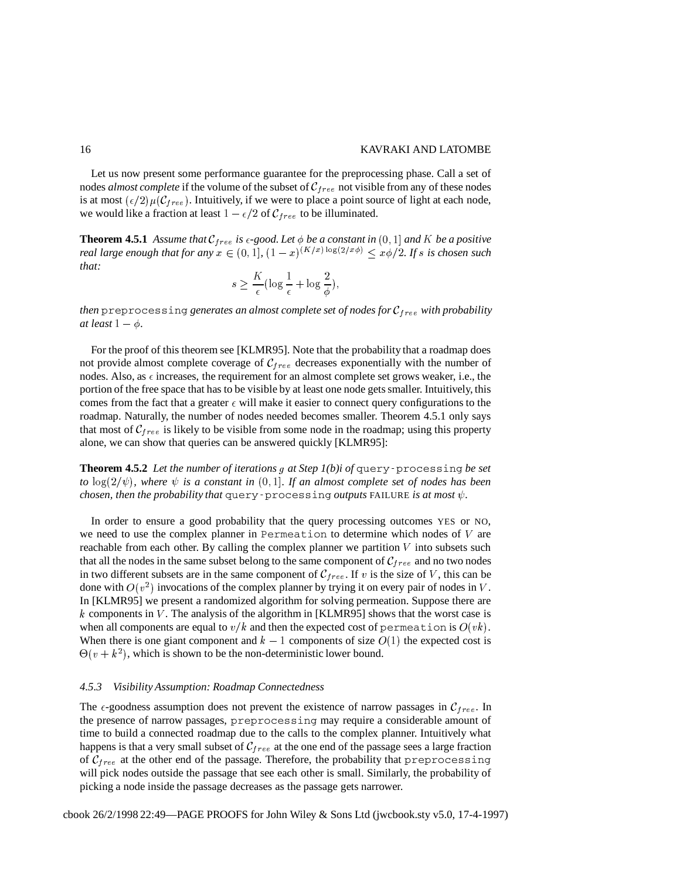Let us now present some performance guarantee for the preprocessing phase. Call a set of nodes *almost complete* if the volume of the subset of $\mathcal{C}_{free}$ not visible from any of these nodes is at most $(\epsilon/2)\mu(\mathcal{C}_{free})$. Intuitively, if we were to place a point source of light at each node, we would like a fraction at least $1 - \epsilon/2$ of $\mathcal{C}_{free}$ to be illuminated.

**Theorem 4.5.1** *Assume that $\mathcal{C}_{free}$ is $\epsilon$-good. Let $\phi$ be a constant in $(0, 1]$ and $K$ be a positive real large enough that for any $x \in (0, 1]$, $(1-x)^{(K/x)\log(2/x\phi)} \leq x\phi/2$. If $s$ is chosen such that:*

$$s \geq \frac{K}{\epsilon}(\log\frac{1}{\epsilon} + \log\frac{2}{\phi}),$$

*then* `preprocessing` *generates an almost complete set of nodes for $\mathcal{C}_{free}$ with probability at least $1 - \phi$.*

For the proof of this theorem see [KLMR95]. Note that the probability that a roadmap does not provide almost complete coverage of $\mathcal{C}_{free}$ decreases exponentially with the number of nodes. Also, as $\epsilon$ increases, the requirement for an almost complete set grows weaker, i.e., the portion of the free space that has to be visible by at least one node gets smaller. Intuitively, this comes from the fact that a greater $\epsilon$ will make it easier to connect query configurations to the roadmap. Naturally, the number of nodes needed becomes smaller. Theorem 4.5.1 only says that most of $\mathcal{C}_{free}$ is likely to be visible from some node in the roadmap; using this property alone, we can show that queries can be answered quickly [KLMR95]:

**Theorem 4.5.2** *Let the number of iterations $g$ at Step 1(b)i of* `query-processing` *be set to $\log(2/\psi)$, where $\psi$ is a constant in $(0, 1]$. If an almost complete set of nodes has been chosen, then the probability that* `query-processing` *outputs* FAILURE *is at most $\psi$.*

In order to ensure a good probability that the query processing outcomes YES or NO, we need to use the complex planner in `Permeation` to determine which nodes of $V$ are reachable from each other. By calling the complex planner we partition $V$ into subsets such that all the nodes in the same subset belong to the same component of $\mathcal{C}_{free}$ and no two nodes in two different subsets are in the same component of $\mathcal{C}_{free}$. If $v$ is the size of $V$, this can be done with $O(v^2)$ invocations of the complex planner by trying it on every pair of nodes in $V$. In [KLMR95] we present a randomized algorithm for solving permeation. Suppose there are $k$ components in $V$. The analysis of the algorithm in [KLMR95] shows that the worst case is when all components are equal to $v/k$ and then the expected cost of `permeation` is $O(vk)$. When there is one giant component and $k-1$ components of size $O(1)$ the expected cost is $\Theta(v + k^2)$, which is shown to be the non-deterministic lower bound.

#### 4.5.3 Visibility Assumption: Roadmap Connectedness

The $\epsilon$-goodness assumption does not prevent the existence of narrow passages in $\mathcal{C}_{free}$. In the presence of narrow passages, `preprocessing` may require a considerable amount of time to build a connected roadmap due to the calls to the complex planner. Intuitively what happens is that a very small subset of $\mathcal{C}_{free}$ at the one end of the passage sees a large fraction of $\mathcal{C}_{free}$ at the other end of the passage. Therefore, the probability that `preprocessing` will pick nodes outside the passage that see each other is small. Similarly, the probability of picking a node inside the passage decreases as the passage gets narrower.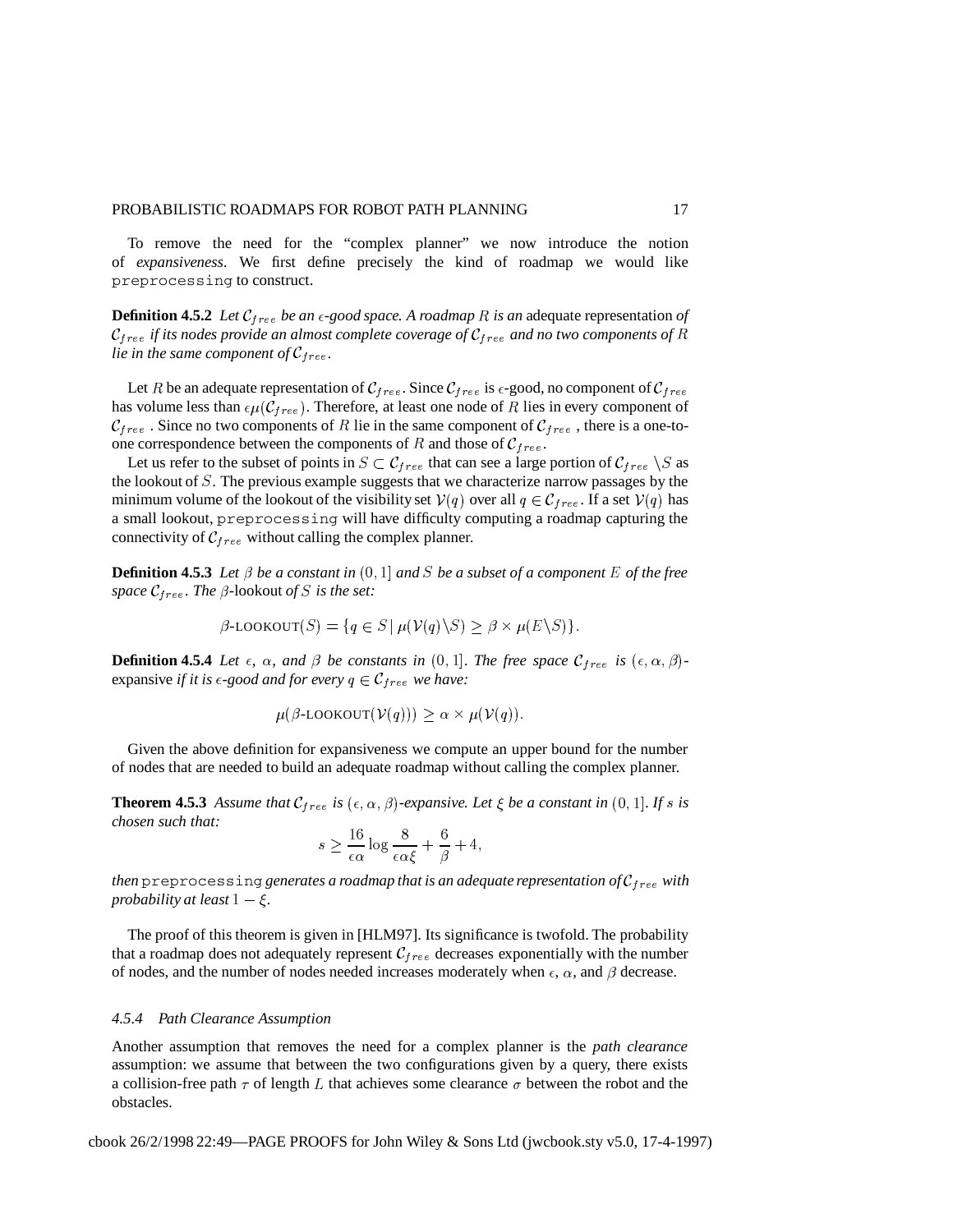To remove the need for the "complex planner" we now introduce the notion of *expansiveness*. We first define precisely the kind of roadmap we would like `preprocessing` to construct.

**Definition 4.5.2** *Let $\mathcal{C}_{free}$ be an $\epsilon$-good space. A roadmap $R$ is an* adequate representation *of $\mathcal{C}_{free}$ if its nodes provide an almost complete coverage of $\mathcal{C}_{free}$ and no two components of $R$ lie in the same component of $\mathcal{C}_{free}$.*

Let $R$ be an adequate representation of $\mathcal{C}_{free}$. Since $\mathcal{C}_{free}$ is $\epsilon$-good, no component of $\mathcal{C}_{free}$ has volume less than $\epsilon\mu(\mathcal{C}_{free})$. Therefore, at least one node of $R$ lies in every component of $\mathcal{C}_{free}$. Since no two components of $R$ lie in the same component of $\mathcal{C}_{free}$, there is a one-to-one correspondence between the components of $R$ and those of $\mathcal{C}_{free}$.

Let us refer to the subset of points in $S \subset \mathcal{C}_{free}$ that can see a large portion of $\mathcal{C}_{free} \setminus S$ as the lookout of $S$. The previous example suggests that we characterize narrow passages by the minimum volume of the lookout of the visibility set $\mathcal{V}(q)$ over all $q \in \mathcal{C}_{free}$. If a set $\mathcal{V}(q)$ has a small lookout, `preprocessing` will have difficulty computing a roadmap capturing the connectivity of $\mathcal{C}_{free}$ without calling the complex planner.

**Definition 4.5.3** *Let $\beta$ be a constant in $(0, 1]$ and $S$ be a subset of a component $E$ of the free space $\mathcal{C}_{free}$. The $\beta$-*lookout *of $S$ is the set:*

$$\beta\text{-LOOKOUT}(S) = \{q \in S \mid \mu(\mathcal{V}(q)\backslash S) \geq \beta \times \mu(E\backslash S)\}.$$

**Definition 4.5.4** *Let $\epsilon$, $\alpha$, and $\beta$ be constants in $(0, 1]$. The free space $\mathcal{C}_{free}$ is $(\epsilon, \alpha, \beta)$-*expansive *if it is $\epsilon$-good and for every $q \in \mathcal{C}_{free}$ we have:*

$$\mu(\beta\text{-LOOKOUT}(\mathcal{V}(q))) \geq \alpha \times \mu(\mathcal{V}(q)).$$

Given the above definition for expansiveness we compute an upper bound for the number of nodes that are needed to build an adequate roadmap without calling the complex planner.

**Theorem 4.5.3** *Assume that $\mathcal{C}_{free}$ is $(\epsilon, \alpha, \beta)$-expansive. Let $\xi$ be a constant in $(0, 1]$. If $s$ is chosen such that:*

$$s \geq \frac{16}{\epsilon\alpha} \log \frac{8}{\epsilon\alpha\xi} + \frac{6}{\beta} + 4,$$

*then* `preprocessing` *generates a roadmap that is an adequate representation of $\mathcal{C}_{free}$ with probability at least $1 - \xi$.*

The proof of this theorem is given in [HLM97]. Its significance is twofold. The probability that a roadmap does not adequately represent $\mathcal{C}_{free}$ decreases exponentially with the number of nodes, and the number of nodes needed increases moderately when $\epsilon$, $\alpha$, and $\beta$ decrease.

#### *4.5.4 Path Clearance Assumption*

Another assumption that removes the need for a complex planner is the *path clearance* assumption: we assume that between the two configurations given by a query, there exists a collision-free path $\tau$ of length $L$ that achieves some clearance $\sigma$ between the robot and the obstacles.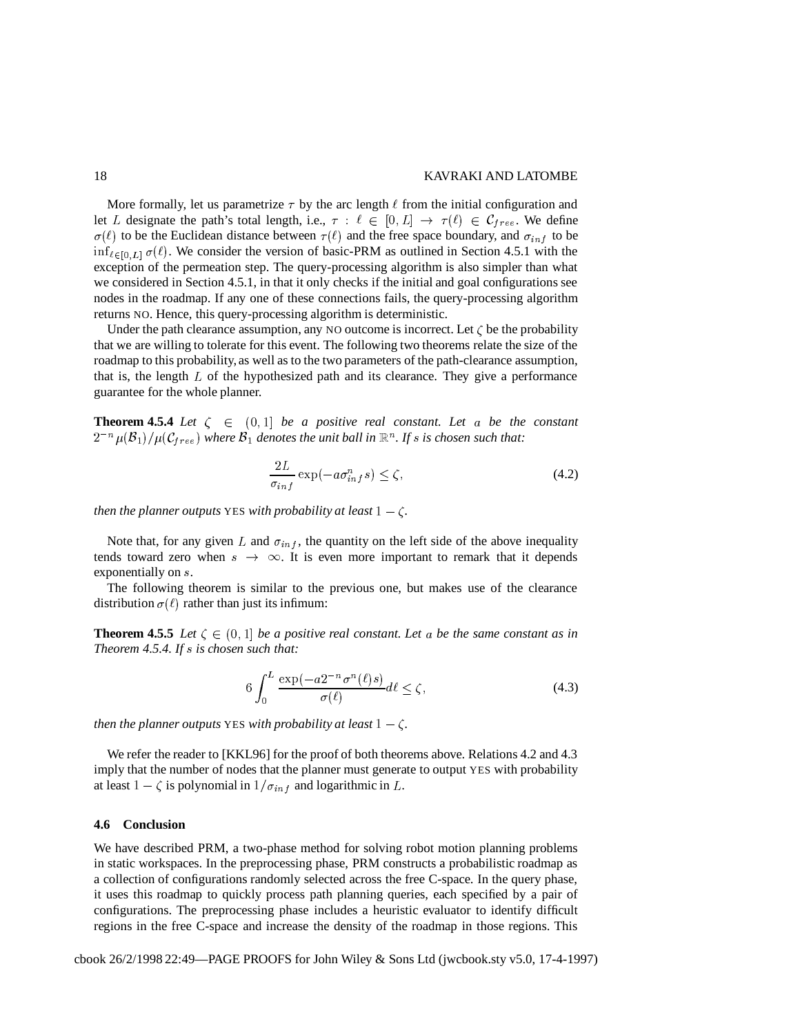More formally, let us parametrize $\tau$ by the arc length $\ell$ from the initial configuration and let $L$ designate the path's total length, i.e., $\tau : \ell \in [0, L] \rightarrow \tau(\ell) \in \mathcal{C}_{free}$. We define $\sigma(\ell)$ to be the Euclidean distance between $\tau(\ell)$ and the free space boundary, and $\sigma_{inf}$ to be $\inf_{\ell \in [0,L]} \sigma(\ell)$. We consider the version of basic-PRM as outlined in Section 4.5.1 with the exception of the permeation step. The query-processing algorithm is also simpler than what we considered in Section 4.5.1, in that it only checks if the initial and goal configurations see nodes in the roadmap. If any one of these connections fails, the query-processing algorithm returns NO. Hence, this query-processing algorithm is deterministic.

Under the path clearance assumption, any NO outcome is incorrect. Let $\zeta$ be the probability that we are willing to tolerate for this event. The following two theorems relate the size of the roadmap to this probability, as well as to the two parameters of the path-clearance assumption, that is, the length $L$ of the hypothesized path and its clearance. They give a performance guarantee for the whole planner.

**Theorem 4.5.4** *Let $\zeta \in (0, 1]$ be a positive real constant. Let $a$ be the constant $2^{-n}\mu(\mathcal{B}_1)/\mu(\mathcal{C}_{free})$ where $\mathcal{B}_1$ denotes the unit ball in $\mathbb{R}^n$. If $s$ is chosen such that:*

$$\frac{2L}{\sigma_{inf}} \exp(-a\sigma_{inf}^n s) \leq \zeta, \tag{4.2}$$

*then the planner outputs* YES *with probability at least $1 - \zeta$.*

Note that, for any given $L$ and $\sigma_{inf}$, the quantity on the left side of the above inequality tends toward zero when $s \rightarrow \infty$. It is even more important to remark that it depends exponentially on $s$.

The following theorem is similar to the previous one, but makes use of the clearance distribution $\sigma(\ell)$ rather than just its infimum:

**Theorem 4.5.5** *Let $\zeta \in (0, 1]$ be a positive real constant. Let $a$ be the same constant as in Theorem 4.5.4. If $s$ is chosen such that:*

$$6 \int_0^L \frac{\exp(-a2^{-n}\sigma^n(\ell)s)}{\sigma(\ell)} d\ell \leq \zeta, \tag{4.3}$$

*then the planner outputs* YES *with probability at least $1 - \zeta$.*

We refer the reader to [KKL96] for the proof of both theorems above. Relations 4.2 and 4.3 imply that the number of nodes that the planner must generate to output YES with probability at least $1 - \zeta$ is polynomial in $1/\sigma_{inf}$ and logarithmic in $L$.

### 4.6 Conclusion

We have described PRM, a two-phase method for solving robot motion planning problems in static workspaces. In the preprocessing phase, PRM constructs a probabilistic roadmap as a collection of configurations randomly selected across the free C-space. In the query phase, it uses this roadmap to quickly process path planning queries, each specified by a pair of configurations. The preprocessing phase includes a heuristic evaluator to identify difficult regions in the free C-space and increase the density of the roadmap in those regions. This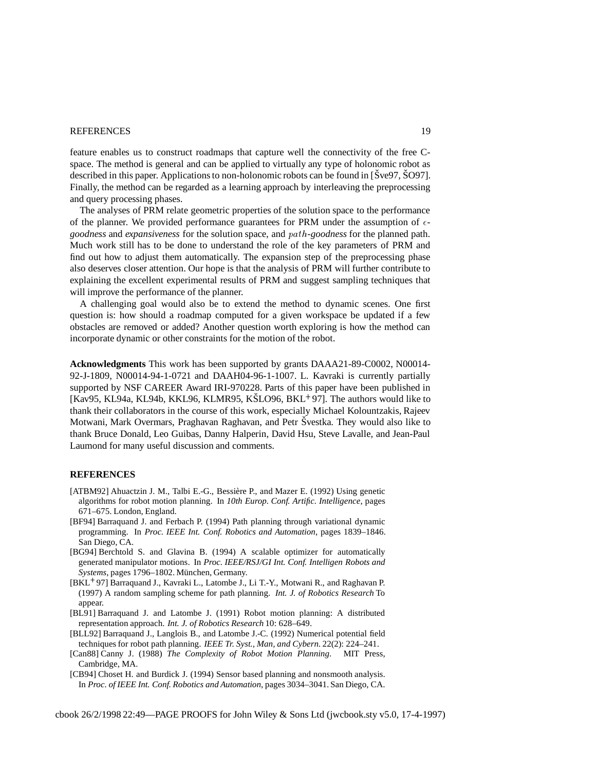feature enables us to construct roadmaps that capture well the connectivity of the free C-space. The method is general and can be applied to virtually any type of holonomic robot as described in this paper. Applications to non-holonomic robots can be found in [Šve97, ŠO97]. Finally, the method can be regarded as a learning approach by interleaving the preprocessing and query processing phases.

The analyses of PRM relate geometric properties of the solution space to the performance of the planner. We provided performance guarantees for PRM under the assumption of $\epsilon$-*goodness* and *expansiveness* for the solution space, and $path$-*goodness* for the planned path. Much work still has to be done to understand the role of the key parameters of PRM and find out how to adjust them automatically. The expansion step of the preprocessing phase also deserves closer attention. Our hope is that the analysis of PRM will further contribute to explaining the excellent experimental results of PRM and suggest sampling techniques that will improve the performance of the planner.

A challenging goal would also be to extend the method to dynamic scenes. One first question is: how should a roadmap computed for a given workspace be updated if a few obstacles are removed or added? Another question worth exploring is how the method can incorporate dynamic or other constraints for the motion of the robot.

**Acknowledgments** This work has been supported by grants DAAA21-89-C0002, N00014-92-J-1809, N00014-94-1-0721 and DAAH04-96-1-1007. L. Kavraki is currently partially supported by NSF CAREER Award IRI-970228. Parts of this paper have been published in [Kav95, KL94a, KL94b, KKL96, KLMR95, KŠLO96, BKL+97]. The authors would like to thank their collaborators in the course of this work, especially Michael Kolountzakis, Rajeev Motwani, Mark Overmars, Praghavan Raghavan, and Petr Švestka. They would also like to thank Bruce Donald, Leo Guibas, Danny Halperin, David Hsu, Steve Lavalle, and Jean-Paul Laumond for many useful discussion and comments.

## REFERENCES

[ATBM92] Ahuactzin J. M., Talbi E.-G., Bessière P., and Mazer E. (1992) Using genetic algorithms for robot motion planning. In *10th Europ. Conf. Artific. Intelligence*, pages 671–675. London, England.

[BF94] Barraquand J. and Ferbach P. (1994) Path planning through variational dynamic programming. In *Proc. IEEE Int. Conf. Robotics and Automation*, pages 1839–1846. San Diego, CA.

[BG94] Berchtold S. and Glavina B. (1994) A scalable optimizer for automatically generated manipulator motions. In *Proc. IEEE/RSJ/GI Int. Conf. Intelligen Robots and Systems*, pages 1796–1802. München, Germany.

[BKL+97] Barraquand J., Kavraki L., Latombe J., Li T.-Y., Motwani R., and Raghavan P. (1997) A random sampling scheme for path planning. *Int. J. of Robotics Research* To appear.

[BL91] Barraquand J. and Latombe J. (1991) Robot motion planning: A distributed representation approach. *Int. J. of Robotics Research* 10: 628–649.

[BLL92] Barraquand J., Langlois B., and Latombe J.-C. (1992) Numerical potential field techniques for robot path planning. *IEEE Tr. Syst., Man, and Cybern.* 22(2): 224–241.

[Can88] Canny J. (1988) *The Complexity of Robot Motion Planning*. MIT Press, Cambridge, MA.

[CB94] Choset H. and Burdick J. (1994) Sensor based planning and nonsmooth analysis. In *Proc. of IEEE Int. Conf. Robotics and Automation*, pages 3034–3041. San Diego, CA.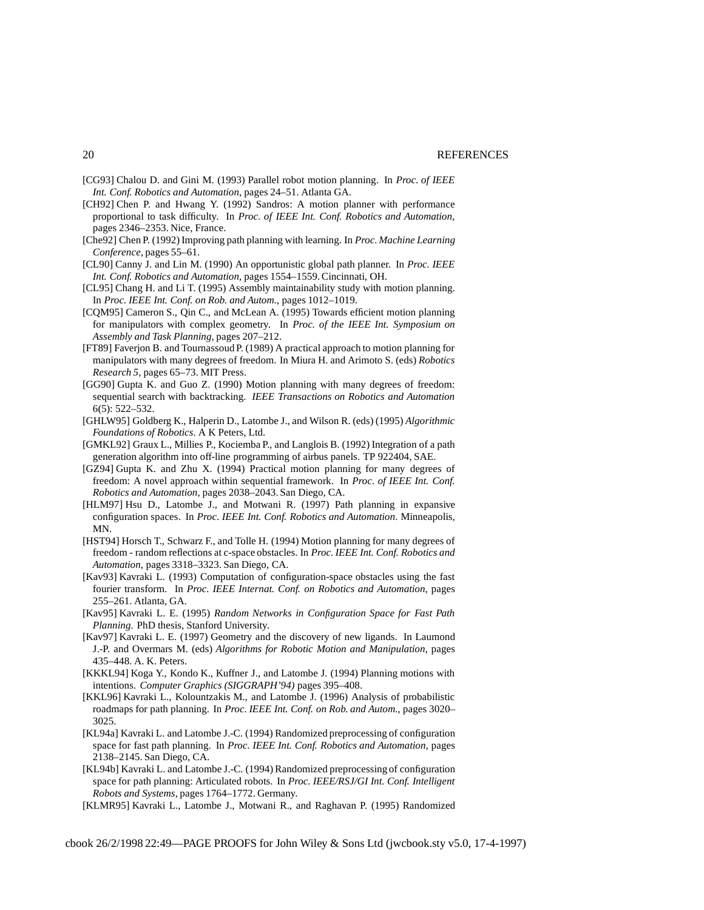[CG93] Chalou D. and Gini M. (1993) Parallel robot motion planning. In *Proc. of IEEE Int. Conf. Robotics and Automation*, pages 24–51. Atlanta GA.

[CH92] Chen P. and Hwang Y. (1992) Sandros: A motion planner with performance proportional to task difficulty. In *Proc. of IEEE Int. Conf. Robotics and Automation*, pages 2346–2353. Nice, France.

[Che92] Chen P. (1992) Improving path planning with learning. In *Proc. Machine Learning Conference*, pages 55–61.

[CL90] Canny J. and Lin M. (1990) An opportunistic global path planner. In *Proc. IEEE Int. Conf. Robotics and Automation*, pages 1554–1559. Cincinnati, OH.

[CL95] Chang H. and Li T. (1995) Assembly maintainability study with motion planning. In *Proc. IEEE Int. Conf. on Rob. and Autom.*, pages 1012–1019.

[CQM95] Cameron S., Qin C., and McLean A. (1995) Towards efficient motion planning for manipulators with complex geometry. In *Proc. of the IEEE Int. Symposium on Assembly and Task Planning*, pages 207–212.

[FT89] Faverjon B. and Tournassoud P. (1989) A practical approach to motion planning for manipulators with many degrees of freedom. In Miura H. and Arimoto S. (eds) *Robotics Research 5*, pages 65–73. MIT Press.

[GG90] Gupta K. and Guo Z. (1990) Motion planning with many degrees of freedom: sequential search with backtracking. *IEEE Transactions on Robotics and Automation* 6(5): 522–532.

[GHLW95] Goldberg K., Halperin D., Latombe J., and Wilson R. (eds) (1995) *Algorithmic Foundations of Robotics*. A K Peters, Ltd.

[GMKL92] Graux L., Millies P., Kociemba P., and Langlois B. (1992) Integration of a path generation algorithm into off-line programming of airbus panels. TP 922404, SAE.

[GZ94] Gupta K. and Zhu X. (1994) Practical motion planning for many degrees of freedom: A novel approach within sequential framework. In *Proc. of IEEE Int. Conf. Robotics and Automation*, pages 2038–2043. San Diego, CA.

[HLM97] Hsu D., Latombe J., and Motwani R. (1997) Path planning in expansive configuration spaces. In *Proc. IEEE Int. Conf. Robotics and Automation*. Minneapolis, MN.

[HST94] Horsch T., Schwarz F., and Tolle H. (1994) Motion planning for many degrees of freedom - random reflections at c-space obstacles. In *Proc. IEEE Int. Conf. Robotics and Automation*, pages 3318–3323. San Diego, CA.

[Kav93] Kavraki L. (1993) Computation of configuration-space obstacles using the fast fourier transform. In *Proc. IEEE Internat. Conf. on Robotics and Automation*, pages 255–261. Atlanta, GA.

[Kav95] Kavraki L. E. (1995) *Random Networks in Configuration Space for Fast Path Planning*. PhD thesis, Stanford University.

[Kav97] Kavraki L. E. (1997) Geometry and the discovery of new ligands. In Laumond J.-P. and Overmars M. (eds) *Algorithms for Robotic Motion and Manipulation*, pages 435–448. A. K. Peters.

[KKKL94] Koga Y., Kondo K., Kuffner J., and Latombe J. (1994) Planning motions with intentions. *Computer Graphics (SIGGRAPH'94)* pages 395–408.

[KKL96] Kavraki L., Kolountzakis M., and Latombe J. (1996) Analysis of probabilistic roadmaps for path planning. In *Proc. IEEE Int. Conf. on Rob. and Autom.*, pages 3020–3025.

[KL94a] Kavraki L. and Latombe J.-C. (1994) Randomized preprocessing of configuration space for fast path planning. In *Proc. IEEE Int. Conf. Robotics and Automation*, pages 2138–2145. San Diego, CA.

[KL94b] Kavraki L. and Latombe J.-C. (1994) Randomized preprocessing of configuration space for path planning: Articulated robots. In *Proc. IEEE/RSJ/GI Int. Conf. Intelligent Robots and Systems*, pages 1764–1772. Germany.

[KLMR95] Kavraki L., Latombe J., Motwani R., and Raghavan P. (1995) Randomized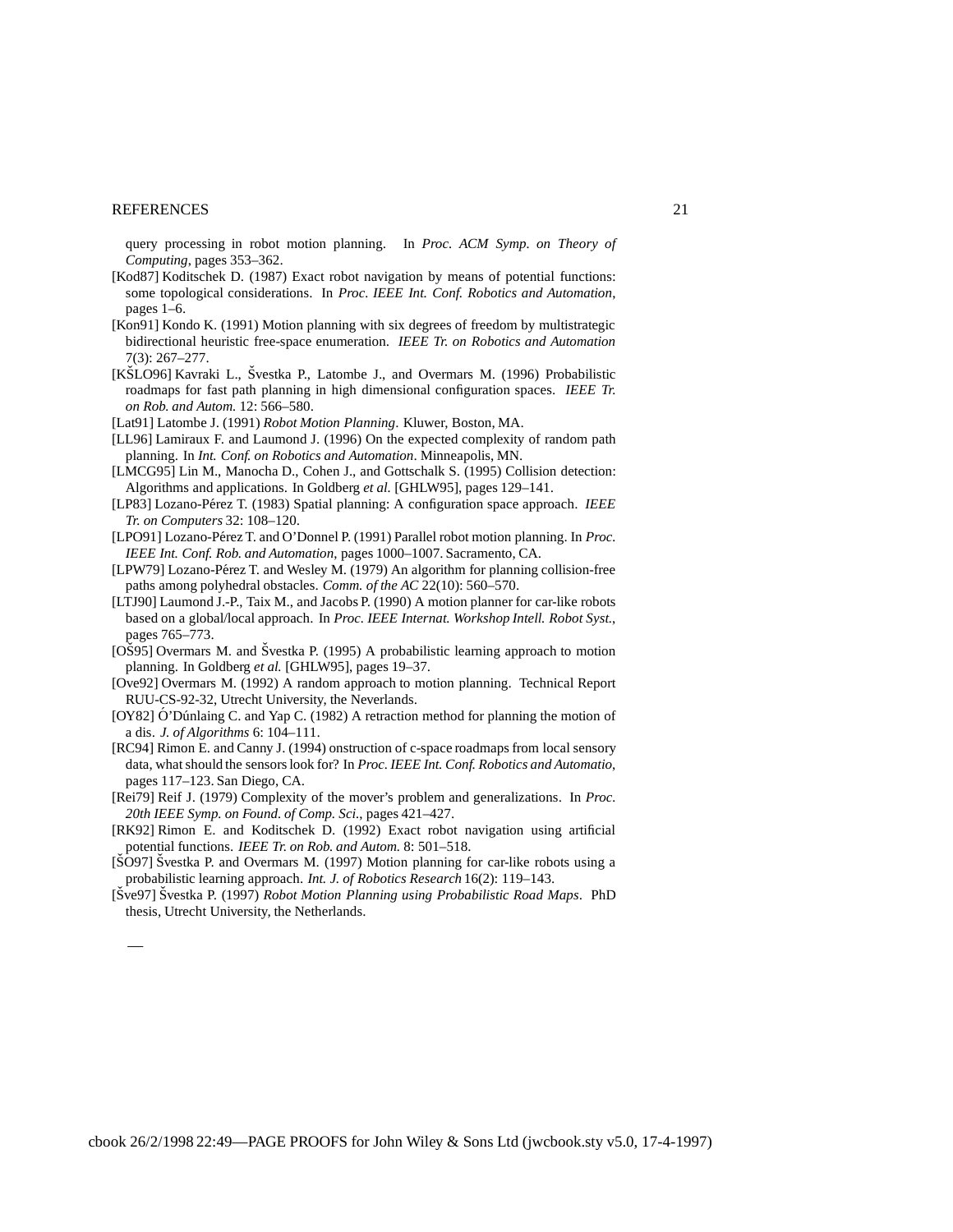query processing in robot motion planning. In *Proc. ACM Symp. on Theory of Computing*, pages 353–362.

[Kod87] Koditschek D. (1987) Exact robot navigation by means of potential functions: some topological considerations. In *Proc. IEEE Int. Conf. Robotics and Automation*, pages 1–6.

[Kon91] Kondo K. (1991) Motion planning with six degrees of freedom by multistrategic bidirectional heuristic free-space enumeration. *IEEE Tr. on Robotics and Automation* 7(3): 267–277.

[KŠLO96] Kavraki L., Švestka P., Latombe J., and Overmars M. (1996) Probabilistic roadmaps for fast path planning in high dimensional configuration spaces. *IEEE Tr. on Rob. and Autom.* 12: 566–580.

[Lat91] Latombe J. (1991) *Robot Motion Planning*. Kluwer, Boston, MA.

[LL96] Lamiraux F. and Laumond J. (1996) On the expected complexity of random path planning. In *Int. Conf. on Robotics and Automation*. Minneapolis, MN.

[LMCG95] Lin M., Manocha D., Cohen J., and Gottschalk S. (1995) Collision detection: Algorithms and applications. In Goldberg *et al.* [GHLW95], pages 129–141.

[LP83] Lozano-Pérez T. (1983) Spatial planning: A configuration space approach. *IEEE Tr. on Computers* 32: 108–120.

[LPO91] Lozano-Pérez T. and O'Donnel P. (1991) Parallel robot motion planning. In *Proc. IEEE Int. Conf. Rob. and Automation*, pages 1000–1007. Sacramento, CA.

[LPW79] Lozano-Pérez T. and Wesley M. (1979) An algorithm for planning collision-free paths among polyhedral obstacles. *Comm. of the AC* 22(10): 560–570.

[LTJ90] Laumond J.-P., Taix M., and Jacobs P. (1990) A motion planner for car-like robots based on a global/local approach. In *Proc. IEEE Internat. Workshop Intell. Robot Syst.*, pages 765–773.

[OŠ95] Overmars M. and Švestka P. (1995) A probabilistic learning approach to motion planning. In Goldberg *et al.* [GHLW95], pages 19–37.

[Ove92] Overmars M. (1992) A random approach to motion planning. Technical Report RUU-CS-92-32, Utrecht University, the Neverlands.

[OY82] Ó'Dúnlaing C. and Yap C. (1982) A retraction method for planning the motion of a dis. *J. of Algorithms* 6: 104–111.

[RC94] Rimon E. and Canny J. (1994) onstruction of c-space roadmaps from local sensory data, what should the sensors look for? In *Proc. IEEE Int. Conf. Robotics and Automatio*, pages 117–123. San Diego, CA.

[Rei79] Reif J. (1979) Complexity of the mover's problem and generalizations. In *Proc. 20th IEEE Symp. on Found. of Comp. Sci.*, pages 421–427.

[RK92] Rimon E. and Koditschek D. (1992) Exact robot navigation using artificial potential functions. *IEEE Tr. on Rob. and Autom.* 8: 501–518.

[ŠO97] Švestka P. and Overmars M. (1997) Motion planning for car-like robots using a probabilistic learning approach. *Int. J. of Robotics Research* 16(2): 119–143.

[Šve97] Švestka P. (1997) *Robot Motion Planning using Probabilistic Road Maps*. PhD thesis, Utrecht University, the Netherlands.

—